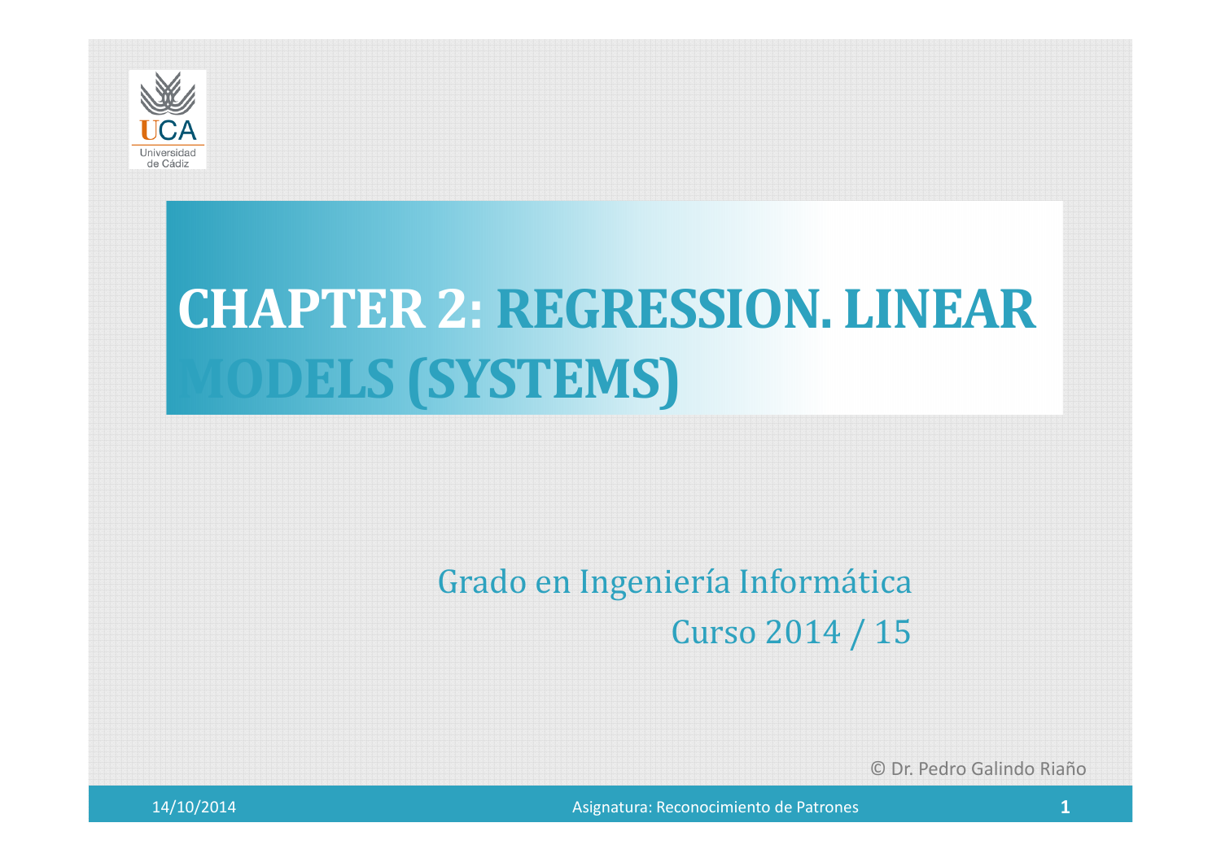# CHAPTER 2: REGRESSION. LINEAR MODELS (SYSTEMS)

Grado en Ingeniería Informática

Curso 2014 / 15

© Dr. Pedro Galindo Riaño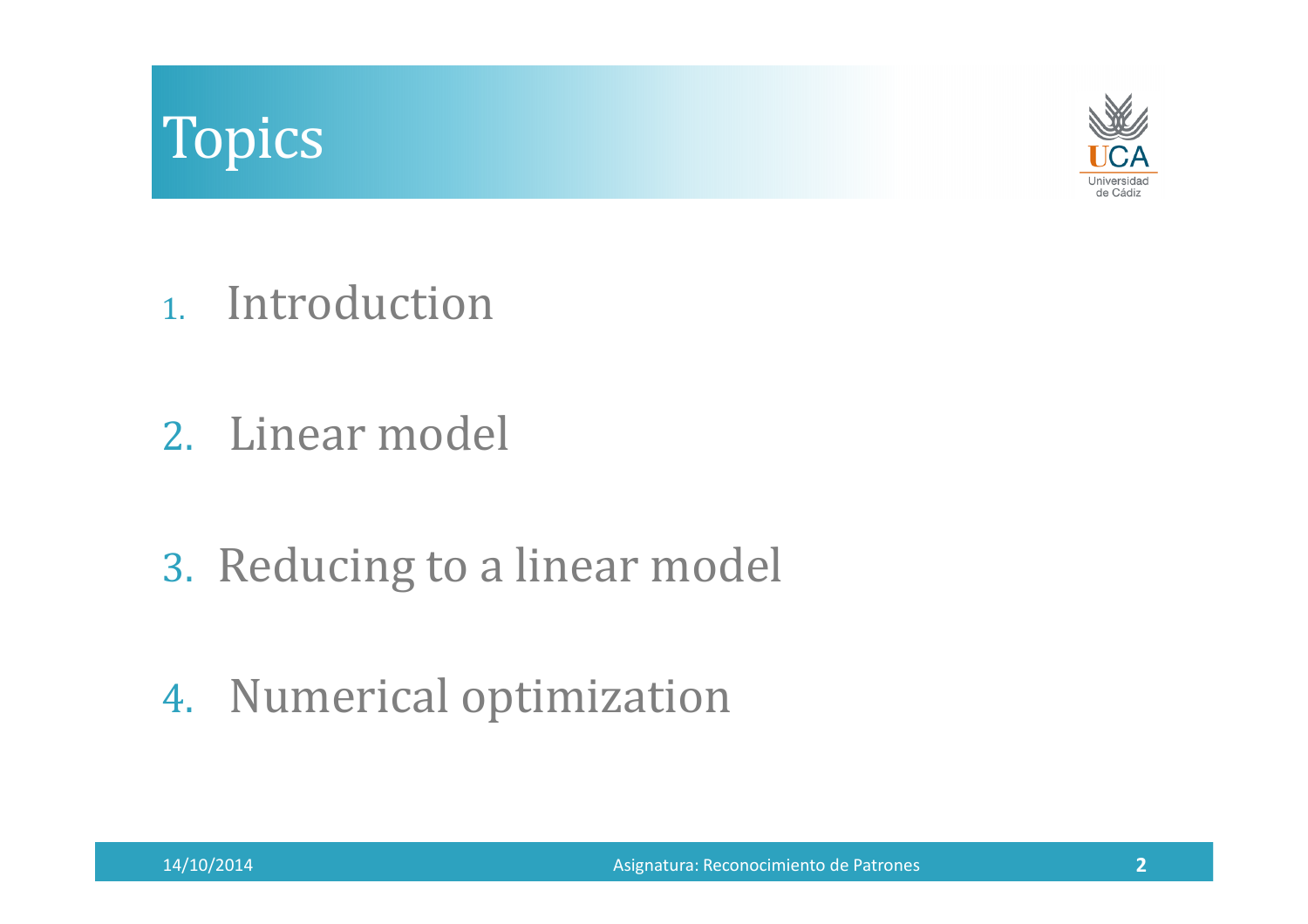# Topics

1. Introduction

2. Linear model

3. Reducing to a linear model

4. Numerical optimization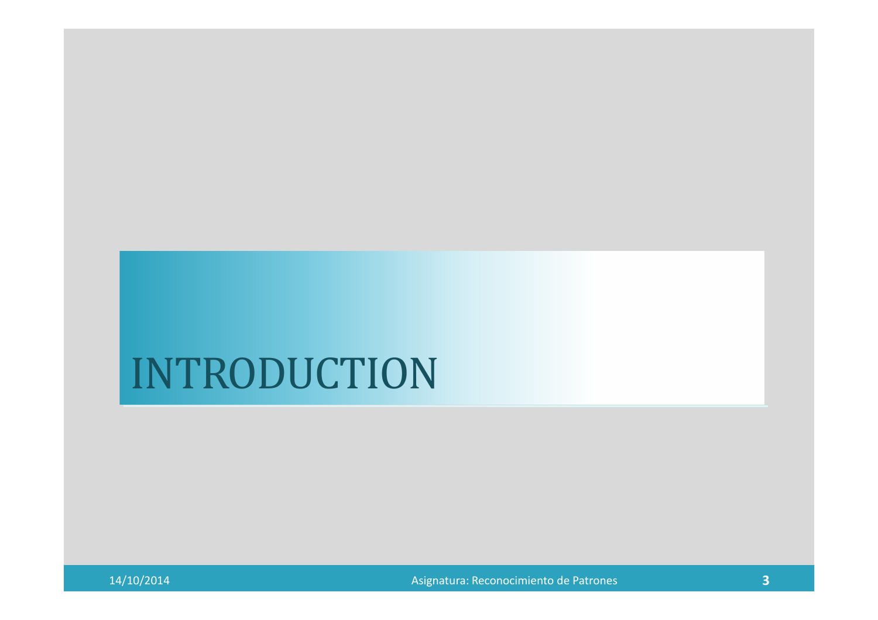# INTRODUCTION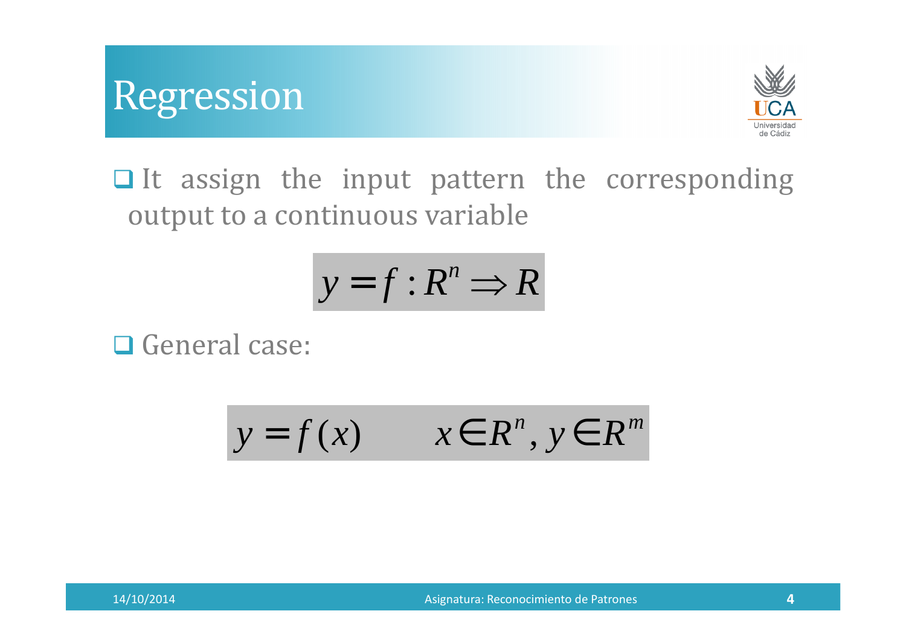# Regression

- It assign the input pattern the corresponding output to a continuous variable

$$y = f : R^n \Rightarrow R$$

- General case:

$$y = f(x) \qquad x \in R^n, y \in R^m$$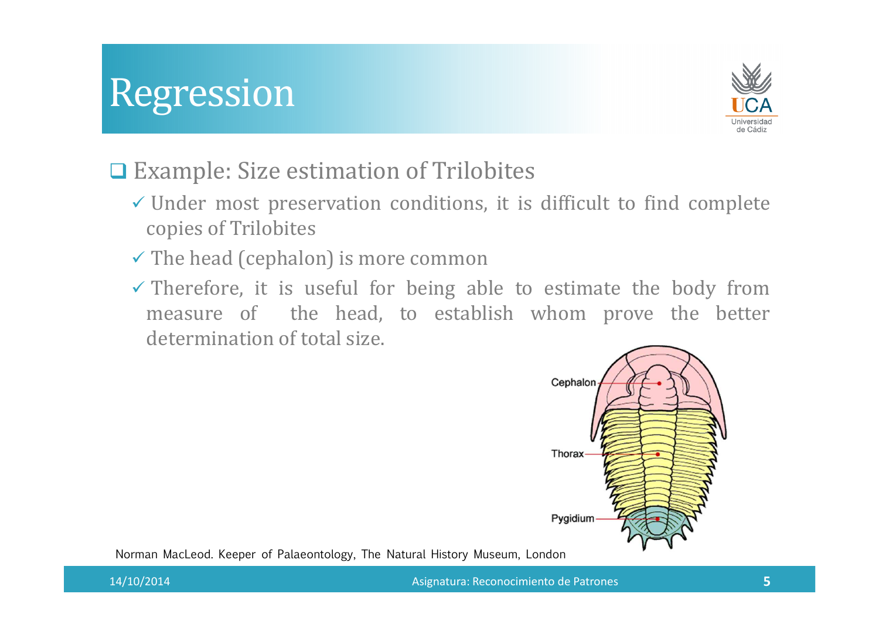# Regression

- Example: Size estimation of Trilobites
  - Under most preservation conditions, it is difficult to find complete copies of Trilobites
  - The head (cephalon) is more common
  - Therefore, it is useful for being able to estimate the body from measure of the head, to establish whom prove the better determination of total size.

Cephalon

Thorax

Pygidium

Norman MacLeod. Keeper of Palaeontology, The Natural History Museum, London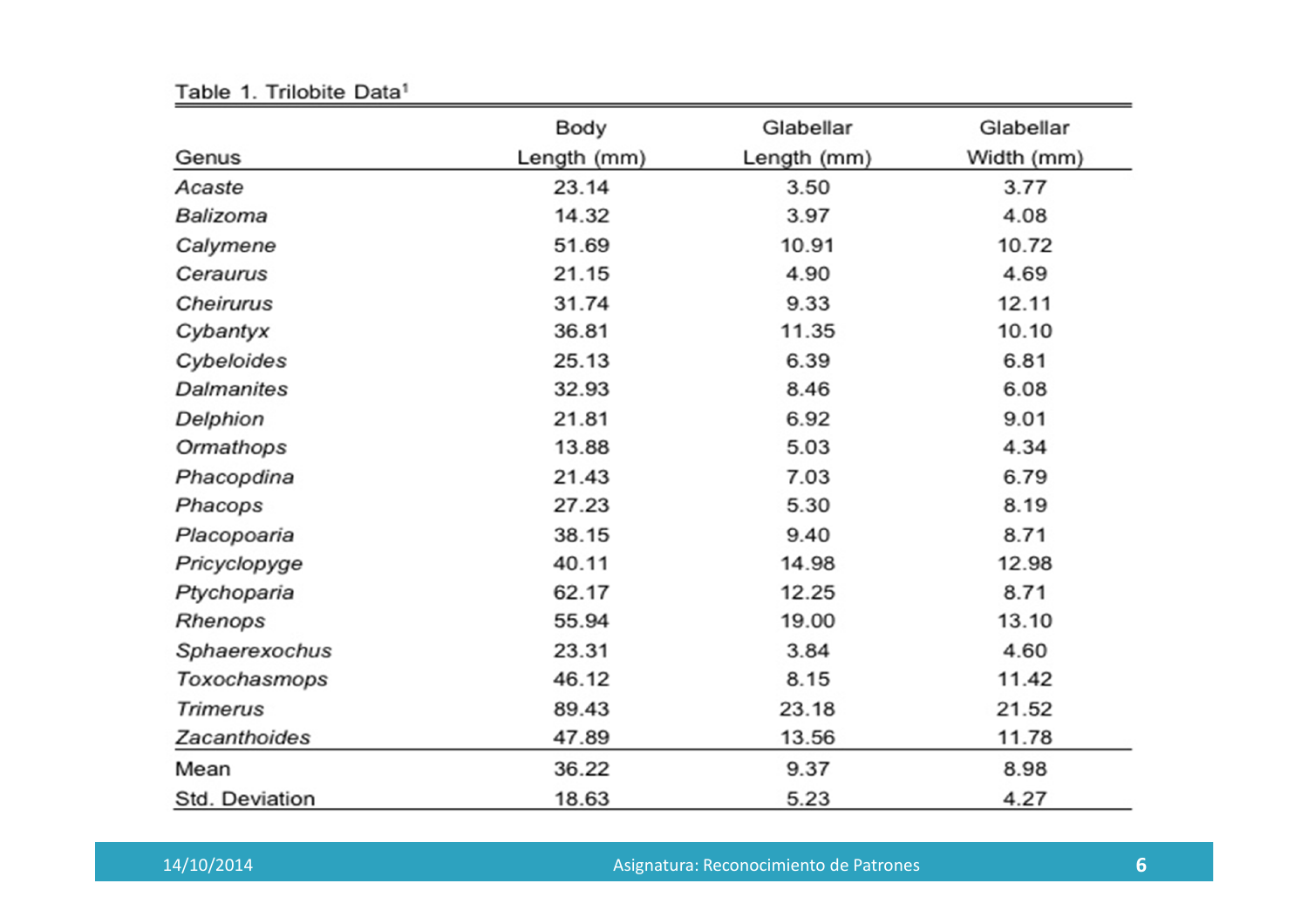Table 1. Trilobite Data[1]

| Genus | Body Length (mm) | Glabellar Length (mm) | Glabellar Width (mm) |
|---|---|---|---|
| *Acaste* | 23.14 | 3.50 | 3.77 |
| *Balizoma* | 14.32 | 3.97 | 4.08 |
| *Calymene* | 51.69 | 10.91 | 10.72 |
| *Ceraurus* | 21.15 | 4.90 | 4.69 |
| *Cheirurus* | 31.74 | 9.33 | 12.11 |
| *Cybantyx* | 36.81 | 11.35 | 10.10 |
| *Cybeloides* | 25.13 | 6.39 | 6.81 |
| *Dalmanites* | 32.93 | 8.46 | 6.08 |
| *Delphion* | 21.81 | 6.92 | 9.01 |
| *Ormathops* | 13.88 | 5.03 | 4.34 |
| *Phacopdina* | 21.43 | 7.03 | 6.79 |
| *Phacops* | 27.23 | 5.30 | 8.19 |
| *Placopoaria* | 38.15 | 9.40 | 8.71 |
| *Pricyclopyge* | 40.11 | 14.98 | 12.98 |
| *Ptychoparia* | 62.17 | 12.25 | 8.71 |
| *Rhenops* | 55.94 | 19.00 | 13.10 |
| *Sphaerexochus* | 23.31 | 3.84 | 4.60 |
| *Toxochasmops* | 46.12 | 8.15 | 11.42 |
| *Trimerus* | 89.43 | 23.18 | 21.52 |
| *Zacanthoides* | 47.89 | 13.56 | 11.78 |
| Mean | 36.22 | 9.37 | 8.98 |
| Std. Deviation | 18.63 | 5.23 | 4.27 |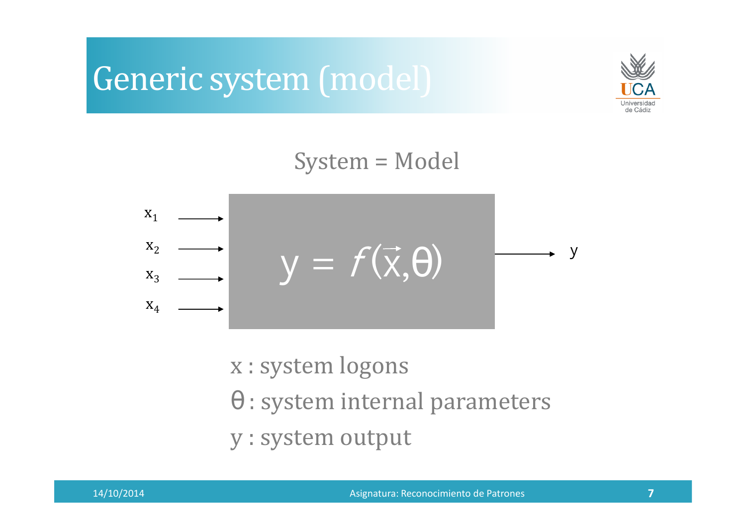# Generic system (model)

System = Model

$x_1$ →
$x_2$ →
$x_3$ →
$x_4$ →

$$y = f(\vec{x}, \theta)$$

→ y

x : system logons

θ : system internal parameters

y : system output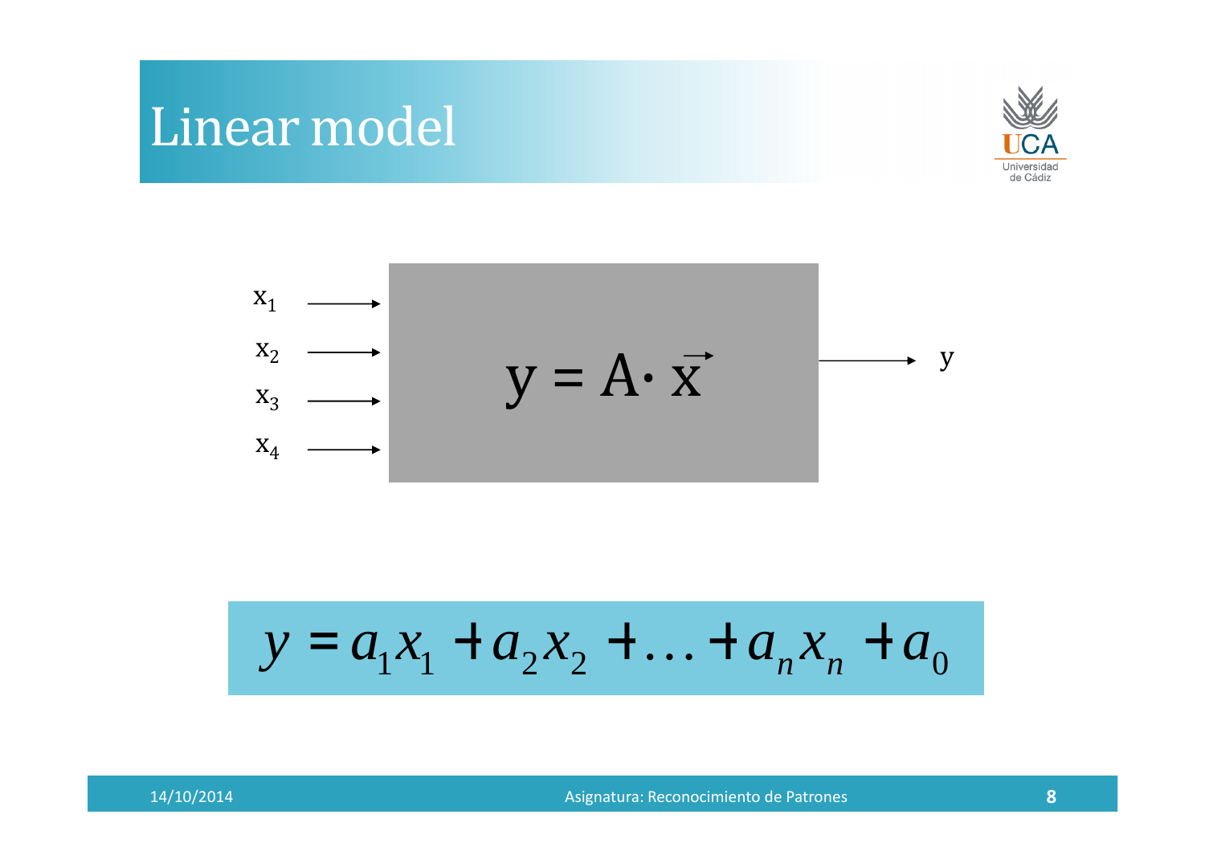# Linear model

$x_1$

$x_2$

$x_3$

$x_4$

$$y = A \cdot \vec{x}$$

$y$

$$y = a_1 x_1 + a_2 x_2 + \ldots + a_n x_n + a_0$$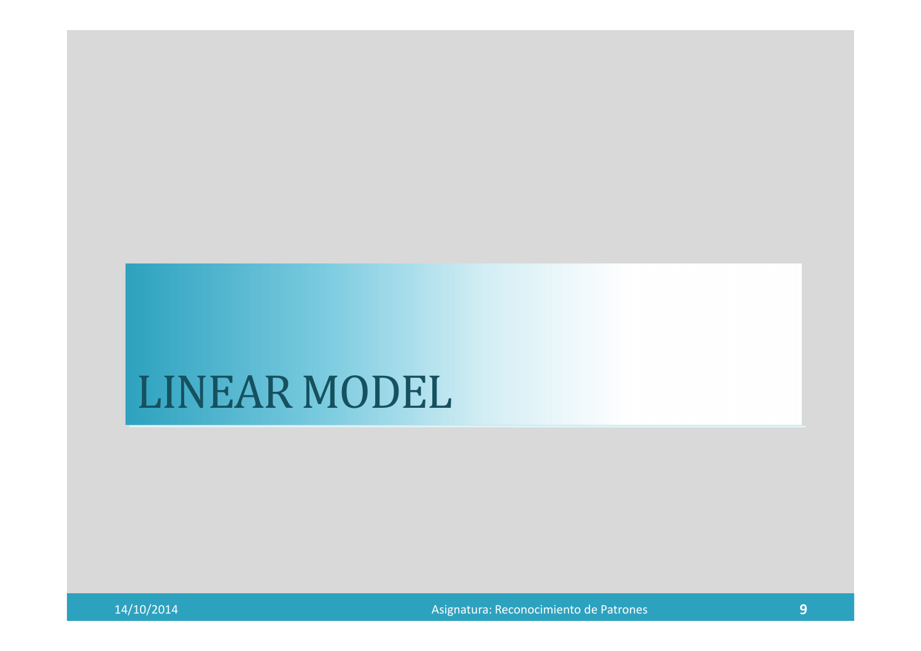# LINEAR MODEL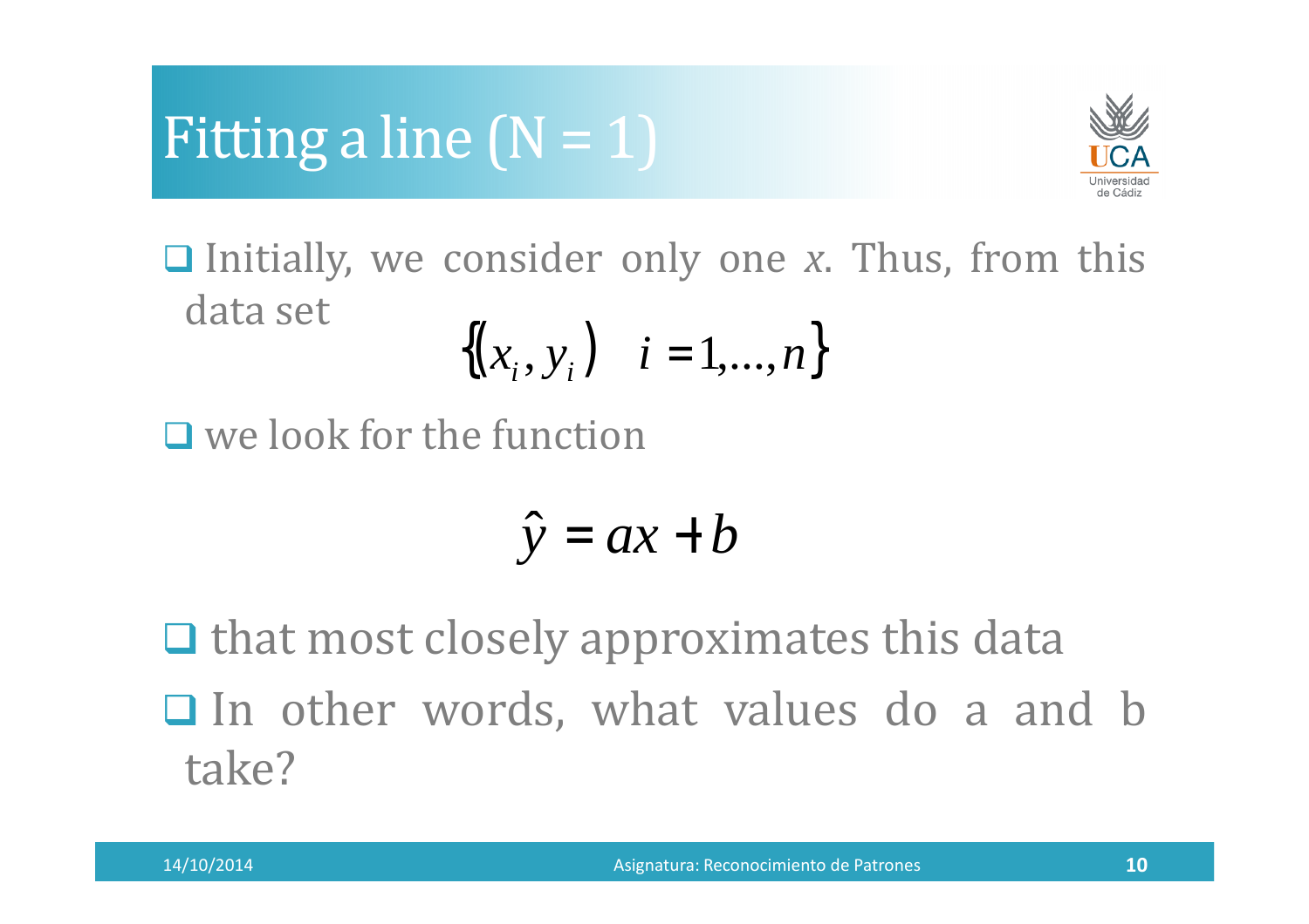# Fitting a line (N = 1)

- Initially, we consider only one *x*. Thus, from this data set

$$\{(x_i, y_i) \quad i = 1, \ldots, n\}$$

- we look for the function

$$\hat{y} = ax + b$$

- that most closely approximates this data
- In other words, what values do a and b take?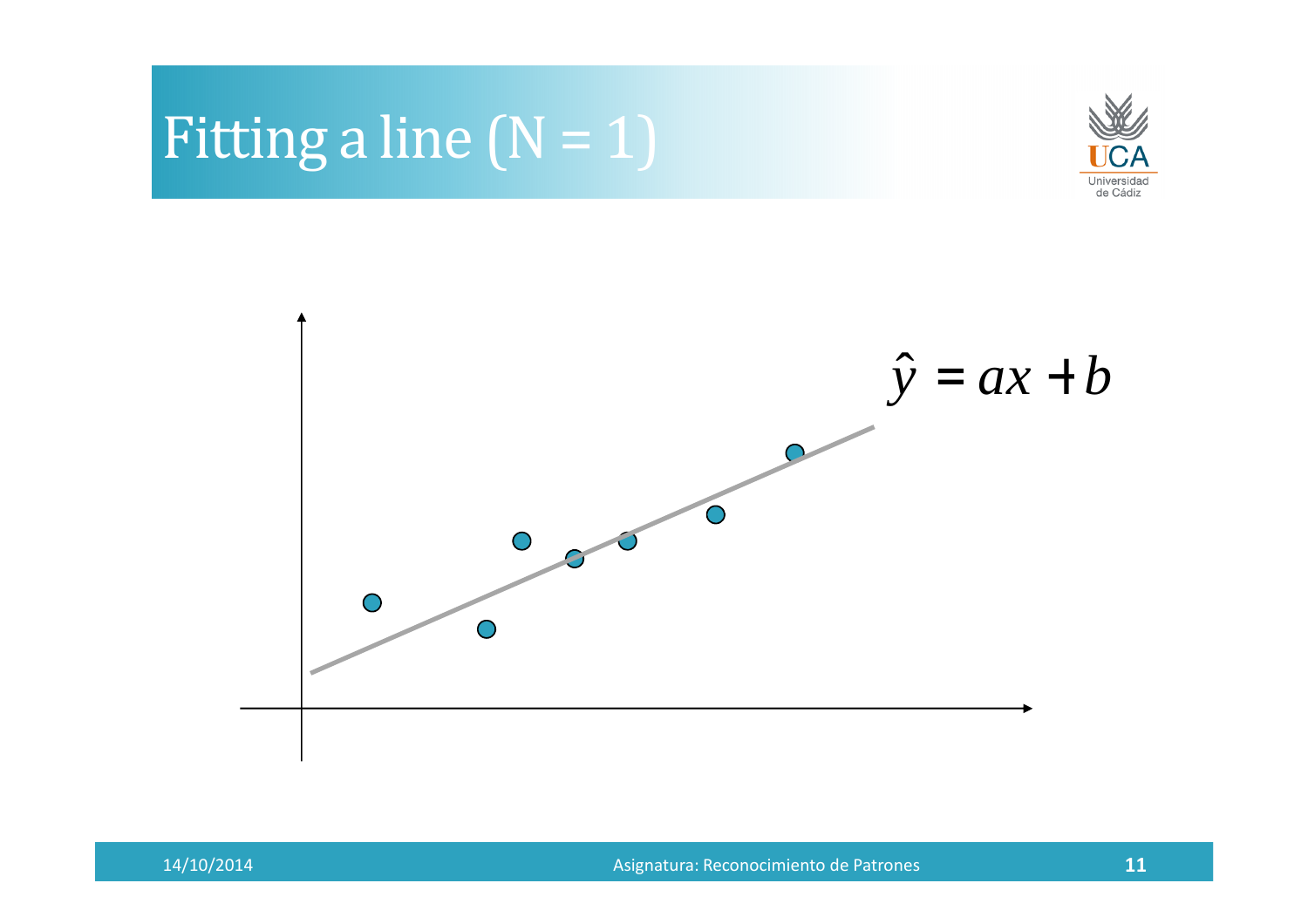# Fitting a line (N = 1)

$$\hat{y} = ax + b$$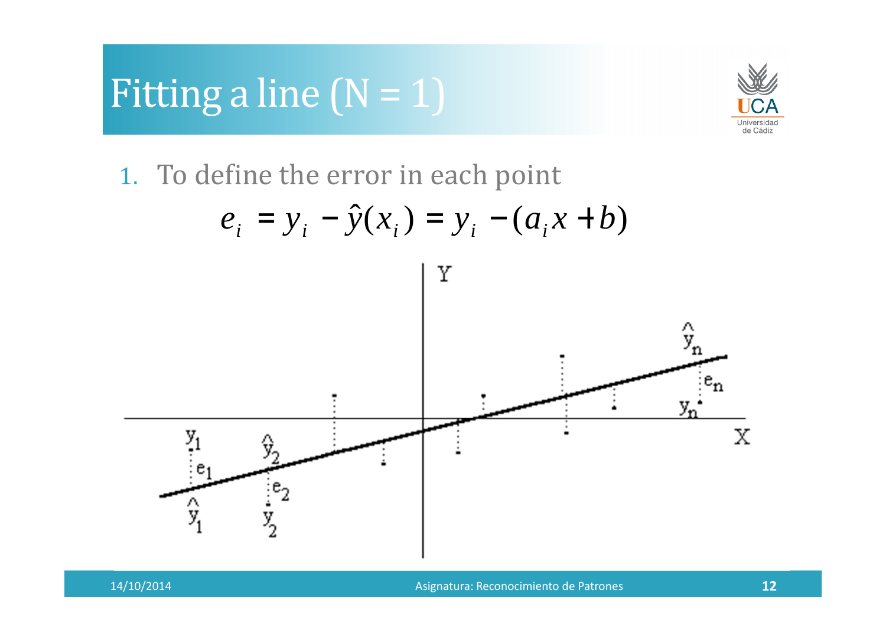# Fitting a line (N = 1)

1. To define the error in each point

$$e_i = y_i - \hat{y}(x_i) = y_i - (a_i x + b)$$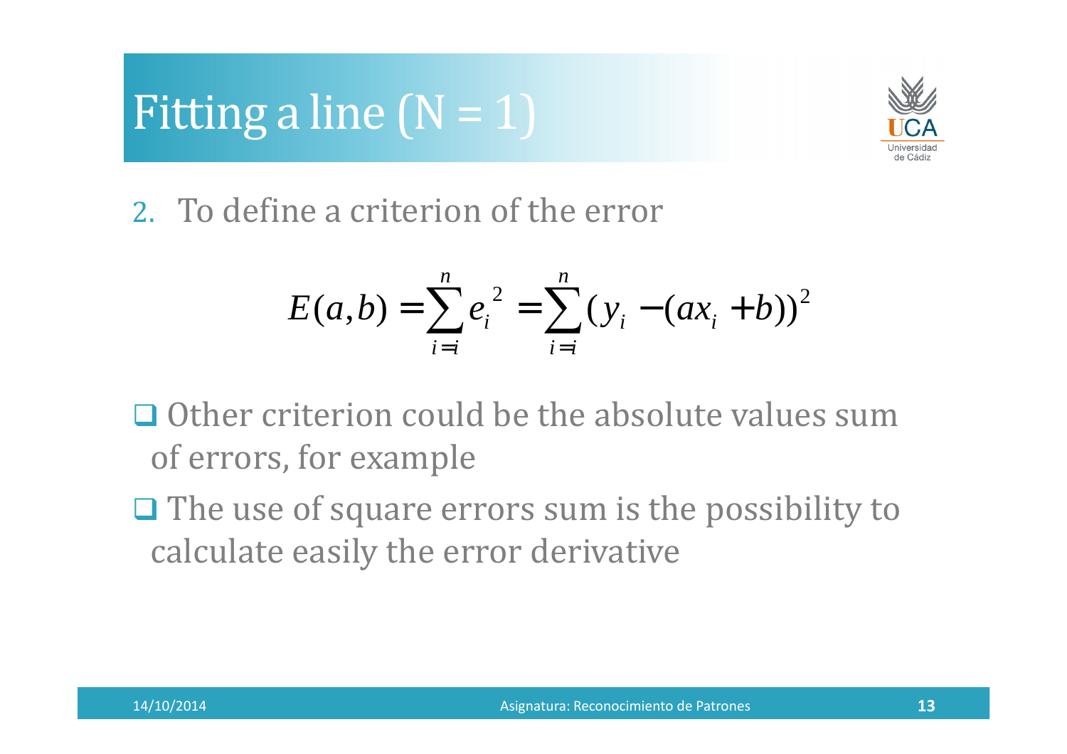# Fitting a line (N = 1)

2. To define a criterion of the error

$$E(a,b) = \sum_{i=i}^{n} e_i^{\,2} = \sum_{i=i}^{n} (y_i - (ax_i + b))^2$$

- Other criterion could be the absolute values sum of errors, for example
- The use of square errors sum is the possibility to calculate easily the error derivative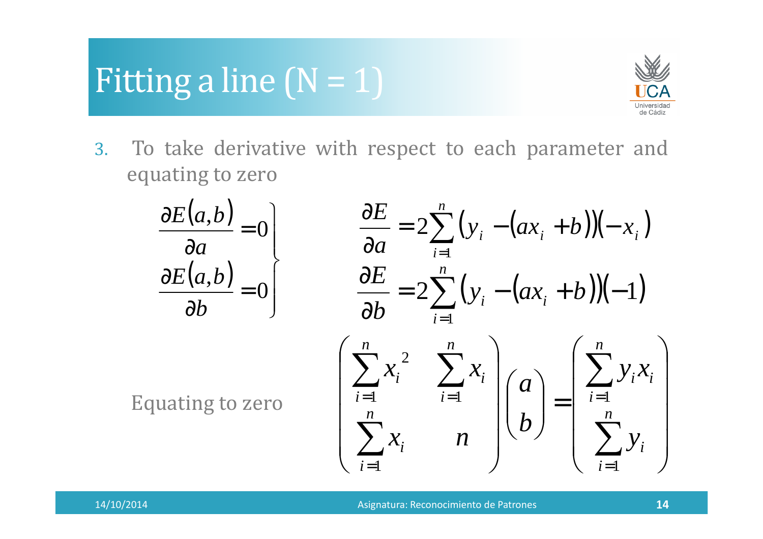# Fitting a line (N = 1)

3. To take derivative with respect to each parameter and equating to zero

$$\left.\begin{aligned} \frac{\partial E(a,b)}{\partial a} &= 0 \\ \frac{\partial E(a,b)}{\partial b} &= 0 \end{aligned}\right\}$$

$$\frac{\partial E}{\partial a} = 2\sum_{i=1}^{n}\left(y_i - (ax_i + b)\right)(-x_i)$$

$$\frac{\partial E}{\partial b} = 2\sum_{i=1}^{n}\left(y_i - (ax_i + b)\right)(-1)$$

Equating to zero

$$\begin{pmatrix} \sum_{i=1}^{n} x_i^{2} & \sum_{i=1}^{n} x_i \\ \sum_{i=1}^{n} x_i & n \end{pmatrix} \begin{pmatrix} a \\ b \end{pmatrix} = \begin{pmatrix} \sum_{i=1}^{n} y_i x_i \\ \sum_{i=1}^{n} y_i \end{pmatrix}$$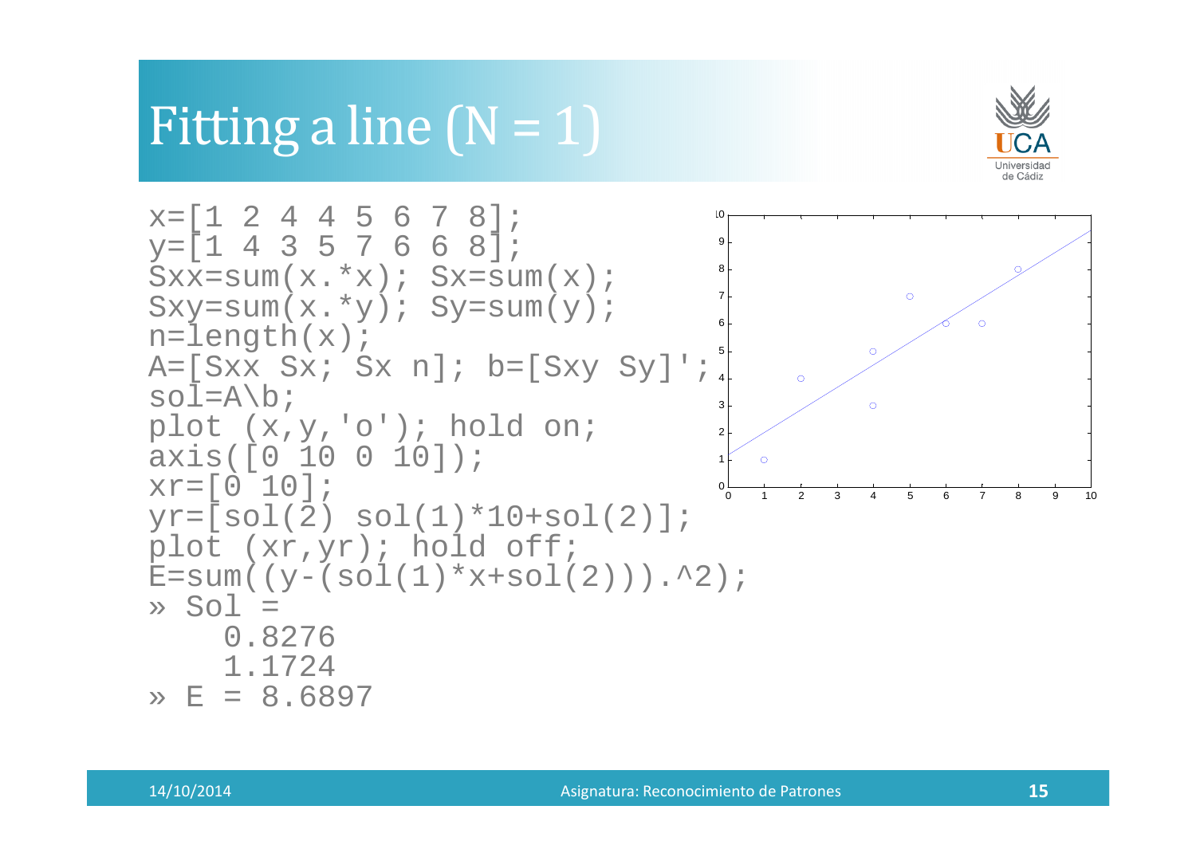# Fitting a line (N = 1)

```
x=[1 2 4 4 5 6 7 8];
y=[1 4 3 5 7 6 6 8];
Sxx=sum(x.*x); Sx=sum(x);
Sxy=sum(x.*y); Sy=sum(y);
n=length(x);
A=[Sxx Sx; Sx n]; b=[Sxy Sy]';
sol=A\b;
plot (x,y,'o'); hold on;
axis([0 10 0 10]);
xr=[0 10];
yr=[sol(2) sol(1)*10+sol(2)];
plot (xr,yr); hold off;
E=sum((y-(sol(1)*x+sol(2))).^2);
» Sol =
    0.8276
    1.1724
» E = 8.6897
```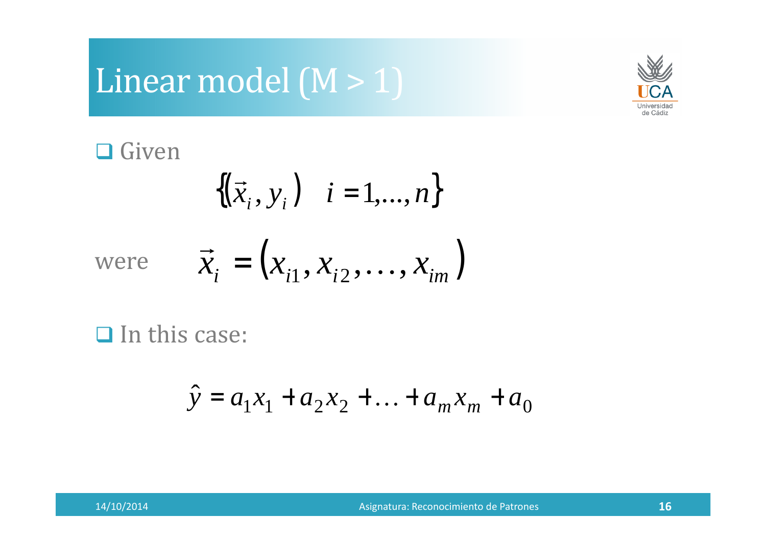# Linear model (M > 1)

- Given

$$\{(\vec{x}_i, y_i) \quad i = 1,\dots,n\}$$

were $\vec{x}_i = (x_{i1}, x_{i2}, \dots, x_{im})$

- In this case:

$$\hat{y} = a_1 x_1 + a_2 x_2 + \dots + a_m x_m + a_0$$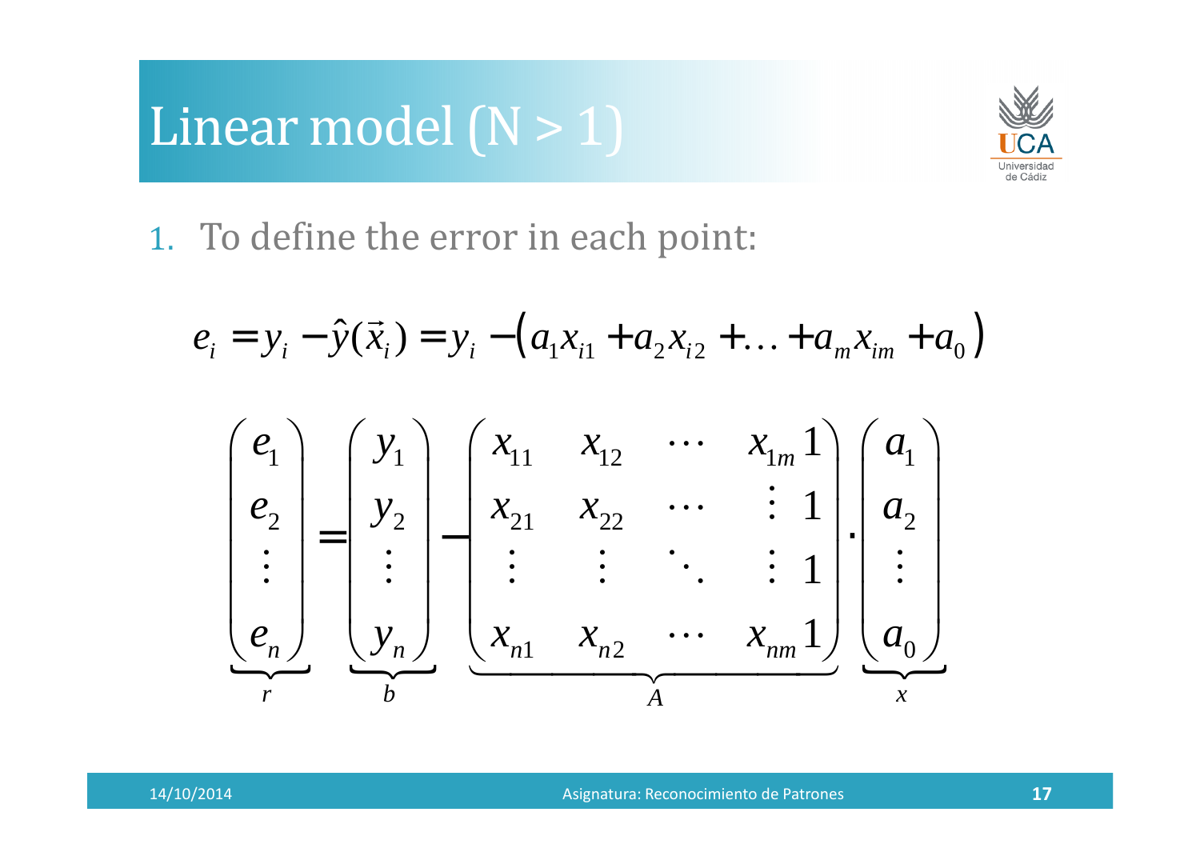# Linear model (N > 1)

1. To define the error in each point:

$$e_i = y_i - \hat{y}(\vec{x}_i) = y_i - \left(a_1 x_{i1} + a_2 x_{i2} + \ldots + a_m x_{im} + a_0\right)$$

$$\underbrace{\begin{pmatrix} e_1 \\ e_2 \\ \vdots \\ e_n \end{pmatrix}}_{r} = \underbrace{\begin{pmatrix} y_1 \\ y_2 \\ \vdots \\ y_n \end{pmatrix}}_{b} - \underbrace{\begin{pmatrix} x_{11} & x_{12} & \cdots & x_{1m} & 1 \\ x_{21} & x_{22} & \cdots & \vdots & 1 \\ \vdots & \vdots & \ddots & \vdots & 1 \\ x_{n1} & x_{n2} & \cdots & x_{nm} & 1 \end{pmatrix}}_{A} \cdot \underbrace{\begin{pmatrix} a_1 \\ a_2 \\ \vdots \\ a_0 \end{pmatrix}}_{x}$$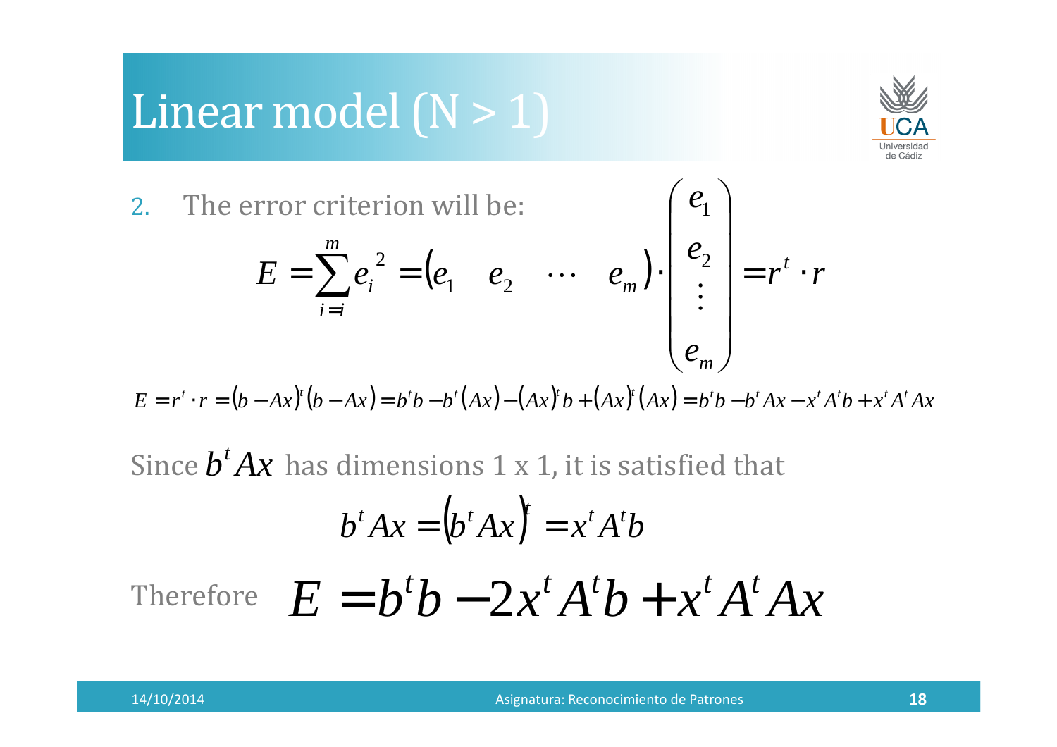# Linear model (N > 1)

2. The error criterion will be:

$$E = \sum_{i=i}^{m} e_i^{\,2} = \begin{pmatrix} e_1 & e_2 & \cdots & e_m \end{pmatrix} \cdot \begin{pmatrix} e_1 \\ e_2 \\ \vdots \\ e_m \end{pmatrix} = r^t \cdot r$$

$$E = r^t \cdot r = (b - Ax)^t (b - Ax) = b^t b - b^t (Ax) - (Ax)^t b + (Ax)^t (Ax) = b^t b - b^t Ax - x^t A^t b + x^t A^t Ax$$

Since $b^t Ax$ has dimensions 1 x 1, it is satisfied that

$$b^t Ax = \left(b^t Ax\right)^t = x^t A^t b$$

Therefore $E = b^t b - 2x^t A^t b + x^t A^t Ax$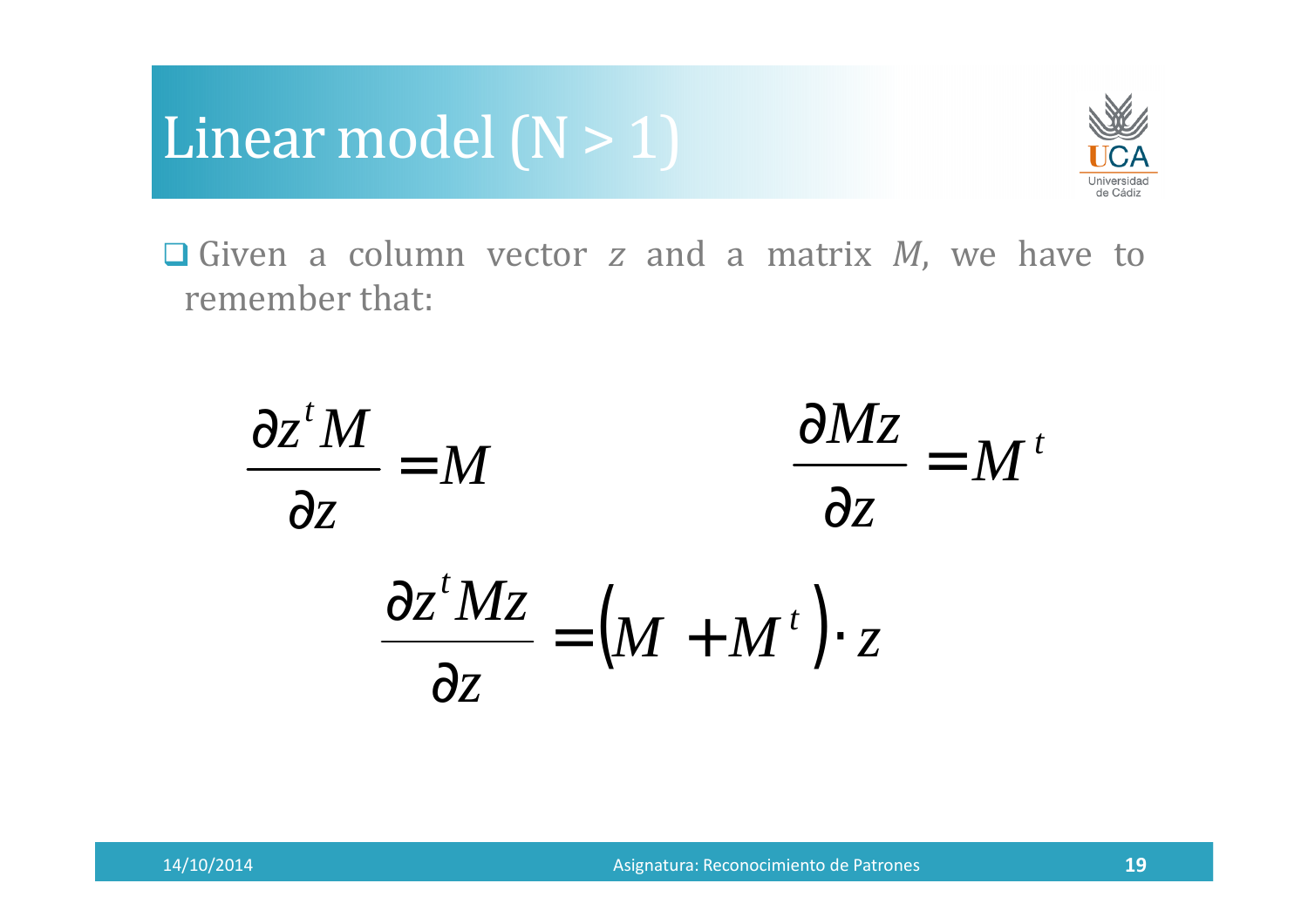# Linear model (N > 1)

- Given a column vector $z$ and a matrix $M$, we have to remember that:

$$\frac{\partial z^t M}{\partial z} = M \qquad \frac{\partial Mz}{\partial z} = M^t$$

$$\frac{\partial z^t M z}{\partial z} = \left(M + M^t\right) \cdot z$$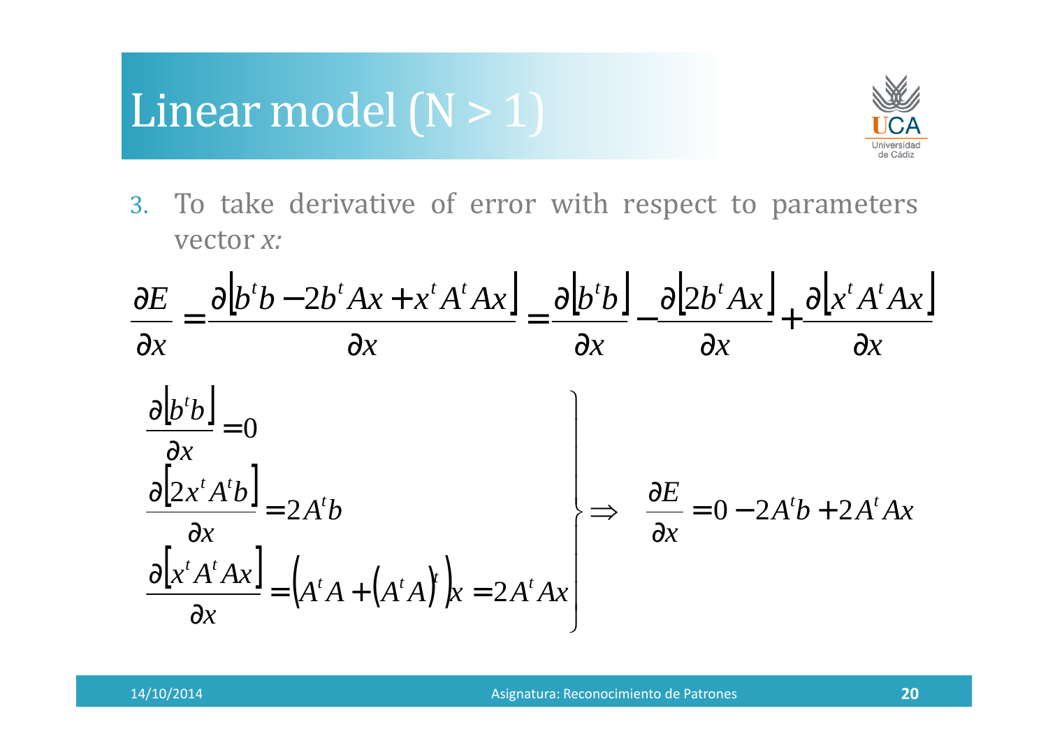# Linear model (N > 1)

3. To take derivative of error with respect to parameters vector *x:*

$$\frac{\partial E}{\partial x} = \frac{\partial \left[ b^t b - 2b^t Ax + x^t A^t Ax \right]}{\partial x} = \frac{\partial \left[ b^t b \right]}{\partial x} - \frac{\partial \left[ 2b^t Ax \right]}{\partial x} + \frac{\partial \left[ x^t A^t Ax \right]}{\partial x}$$

$$\left.\begin{aligned}
&\frac{\partial \left[ b^t b \right]}{\partial x} = 0 \\
&\frac{\partial \left[ 2x^t A^t b \right]}{\partial x} = 2A^t b \\
&\frac{\partial \left[ x^t A^t Ax \right]}{\partial x} = \left( A^t A + \left( A^t A \right)^t \right) x = 2A^t Ax
\end{aligned}\right\} \Rightarrow \quad \frac{\partial E}{\partial x} = 0 - 2A^t b + 2A^t Ax$$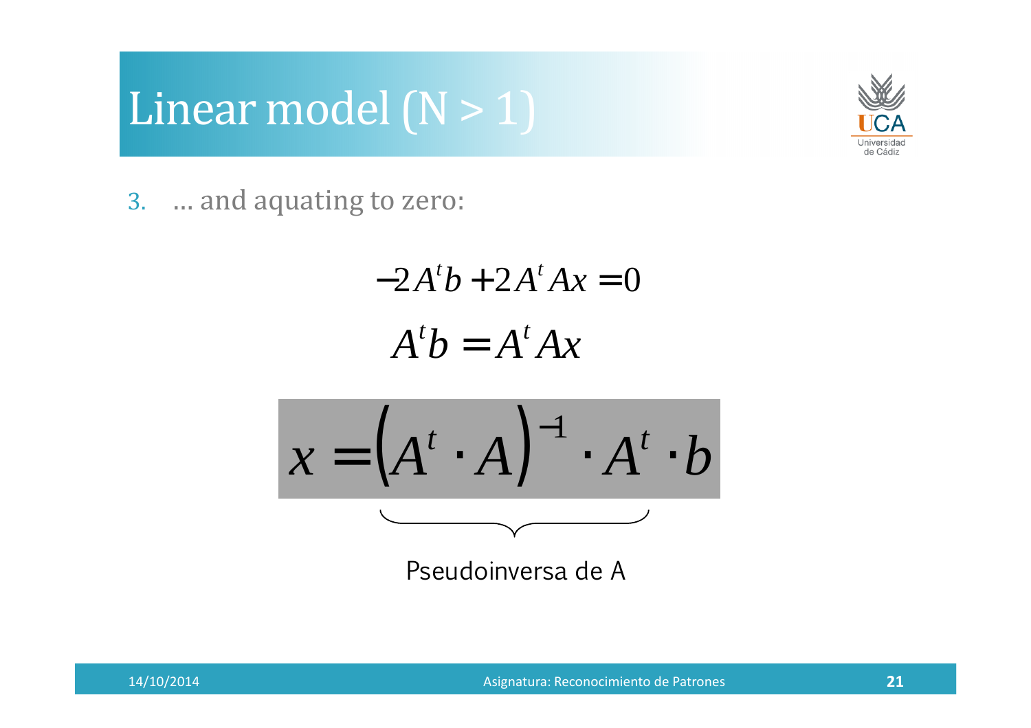# Linear model (N > 1)

3. … and aquating to zero:

$$-2A^t b + 2A^t A x = 0$$

$$A^t b = A^t A x$$

$$x = \underbrace{\left(A^t \cdot A\right)^{-1} \cdot A^t}_{\text{Pseudoinversa de A}} \cdot b$$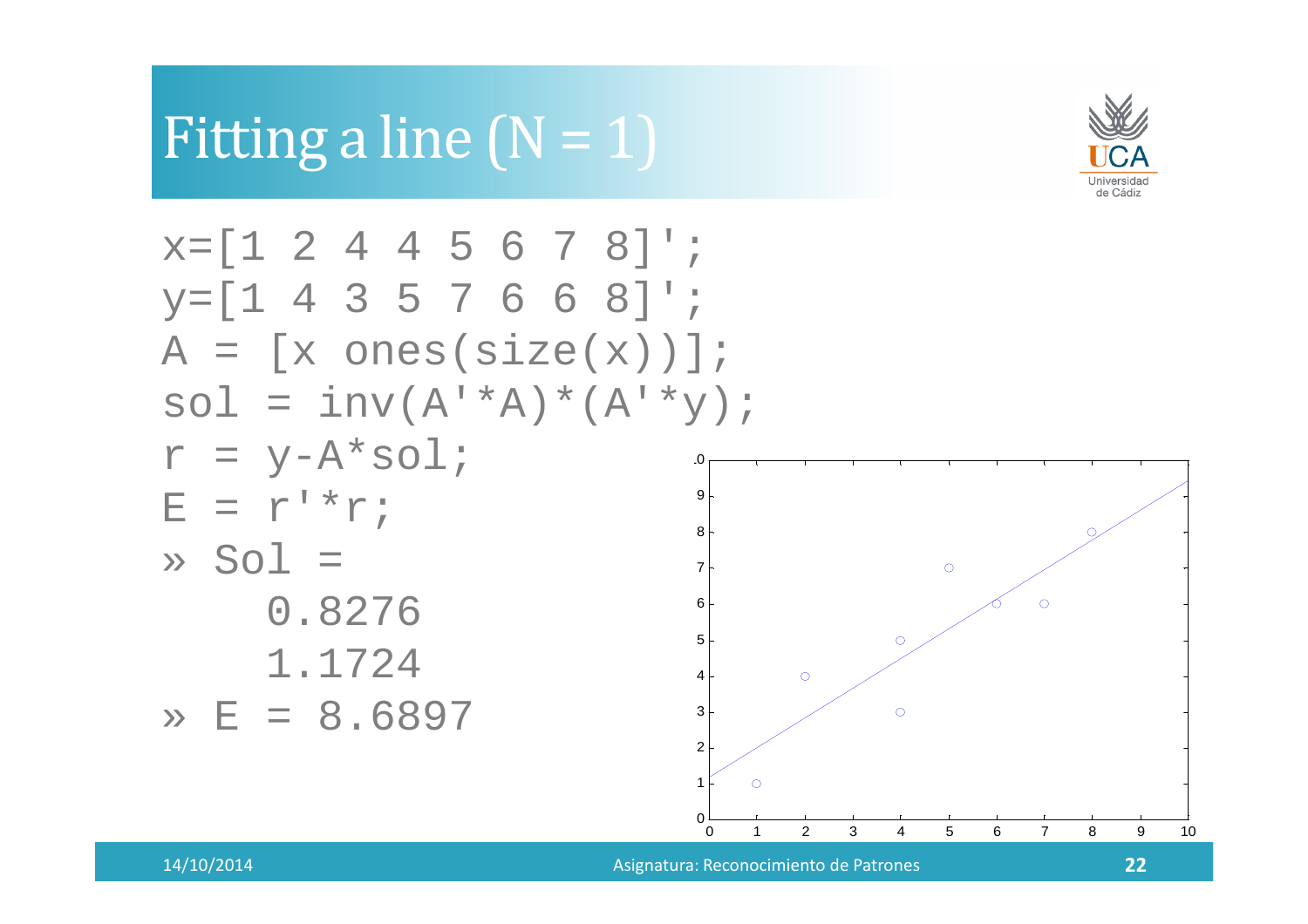# Fitting a line (N = 1)

```
x=[1 2 4 4 5 6 7 8]';
y=[1 4 3 5 7 6 6 8]';
A = [x ones(size(x))];
sol = inv(A'*A)*(A'*y);
r = y-A*sol;
E = r'*r;
» Sol =
    0.8276
    1.1724
» E = 8.6897
```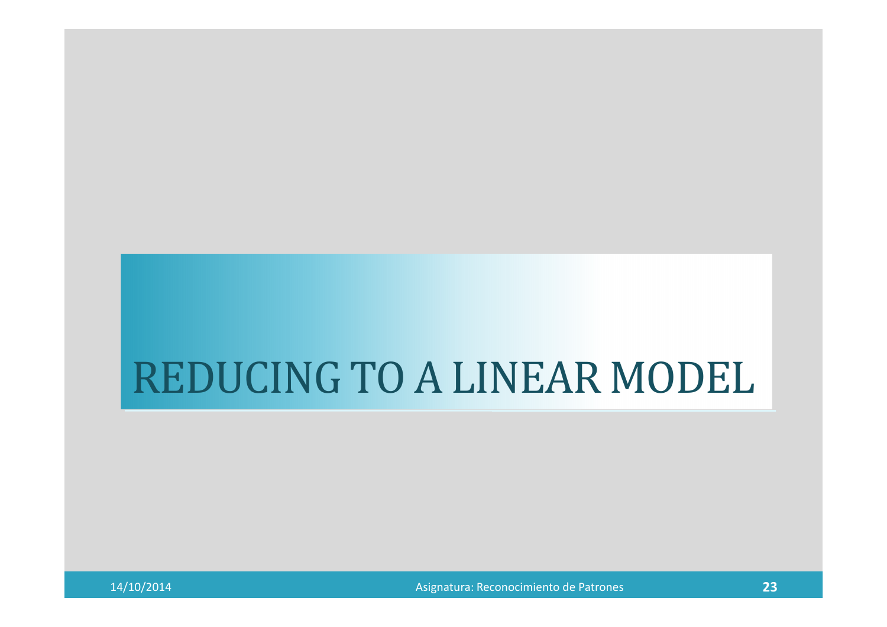# REDUCING TO A LINEAR MODEL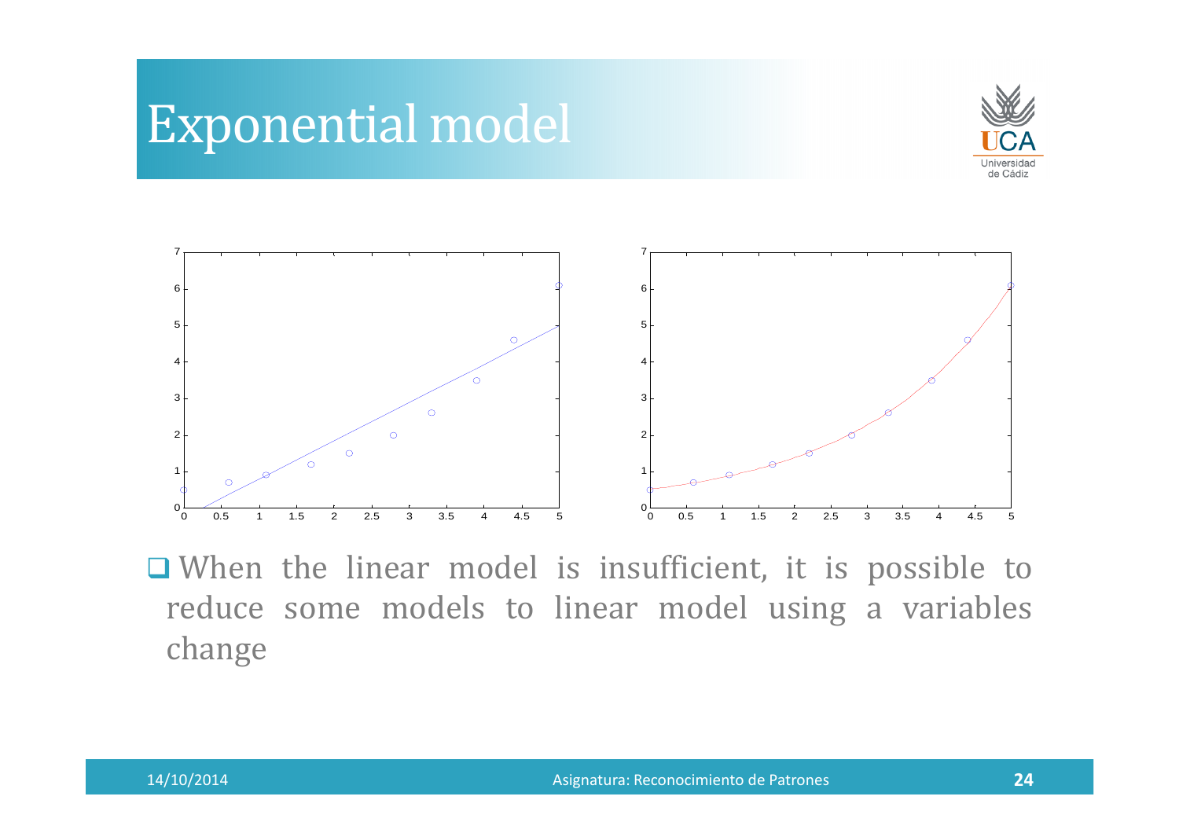# Exponential model

- When the linear model is insufficient, it is possible to reduce some models to linear model using a variables change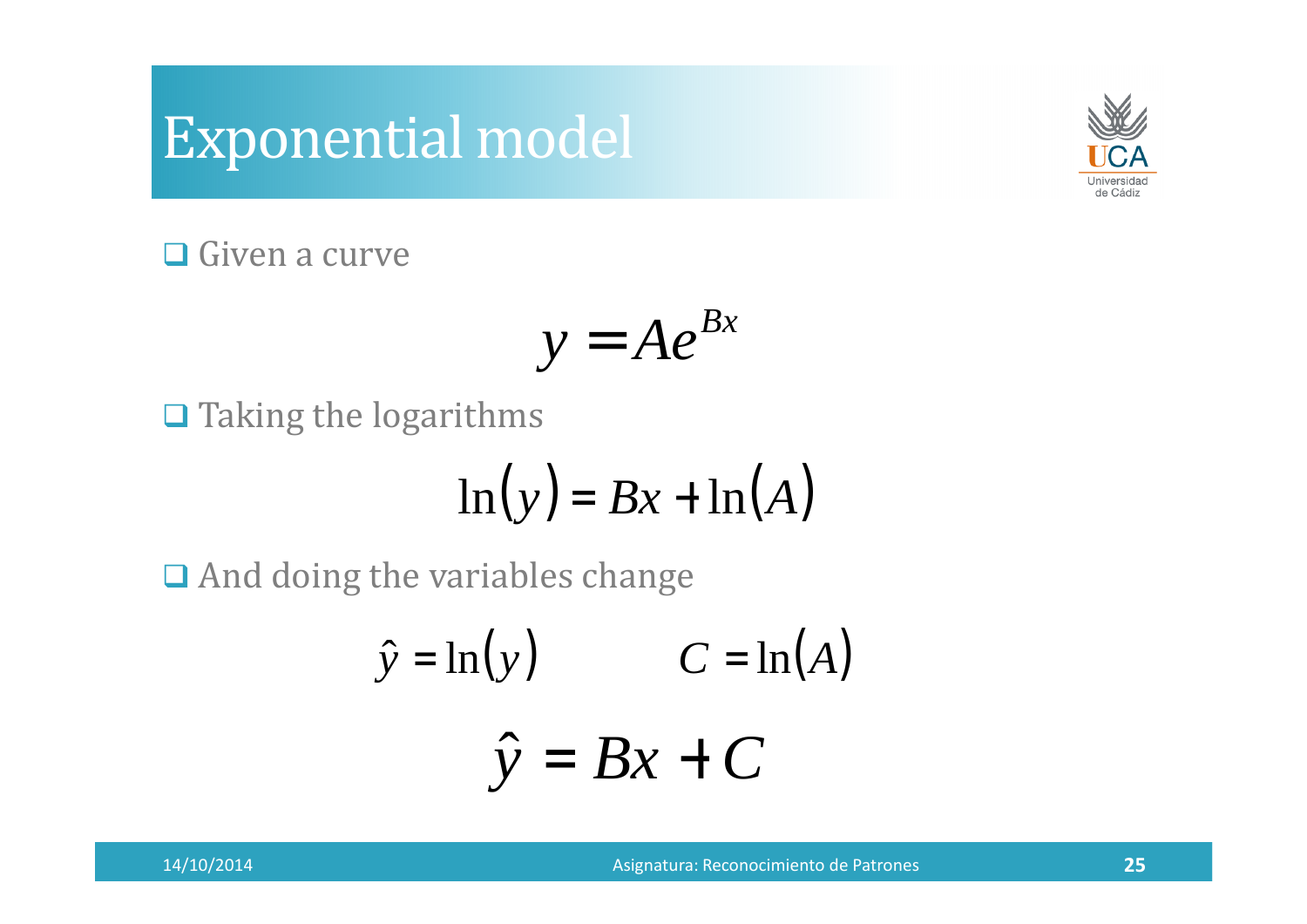# Exponential model

- Given a curve

$$y = Ae^{Bx}$$

- Taking the logarithms

$$\ln(y) = Bx + \ln(A)$$

- And doing the variables change

$$\hat{y} = \ln(y) \qquad C = \ln(A)$$

$$\hat{y} = Bx + C$$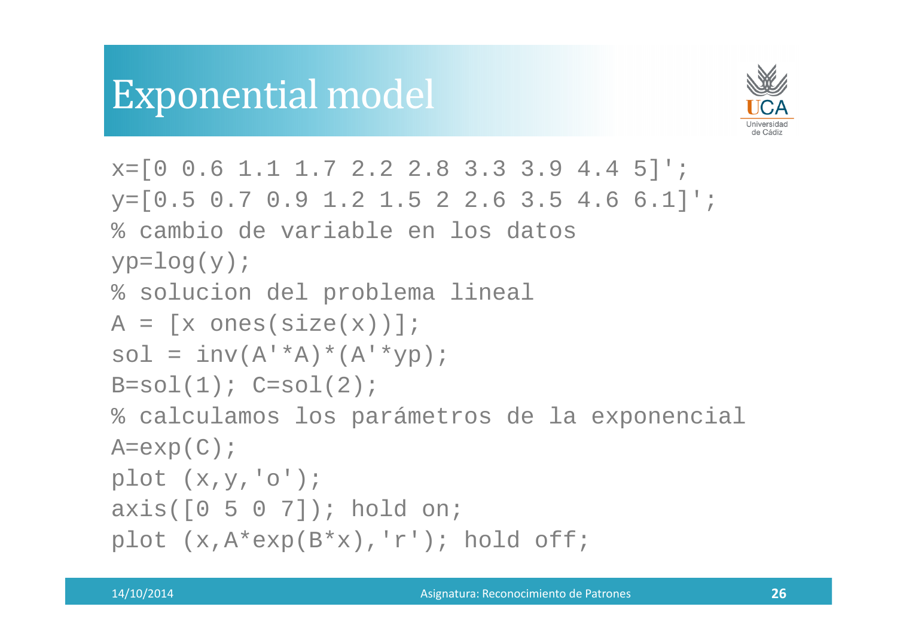# Exponential model

```
x=[0 0.6 1.1 1.7 2.2 2.8 3.3 3.9 4.4 5]';
y=[0.5 0.7 0.9 1.2 1.5 2 2.6 3.5 4.6 6.1]';
% cambio de variable en los datos
yp=log(y);
% solucion del problema lineal
A = [x ones(size(x))];
sol = inv(A'*A)*(A'*yp);
B=sol(1); C=sol(2);
% calculamos los parámetros de la exponencial
A=exp(C);
plot (x,y,'o');
axis([0 5 0 7]); hold on;
plot (x,A*exp(B*x),'r'); hold off;
```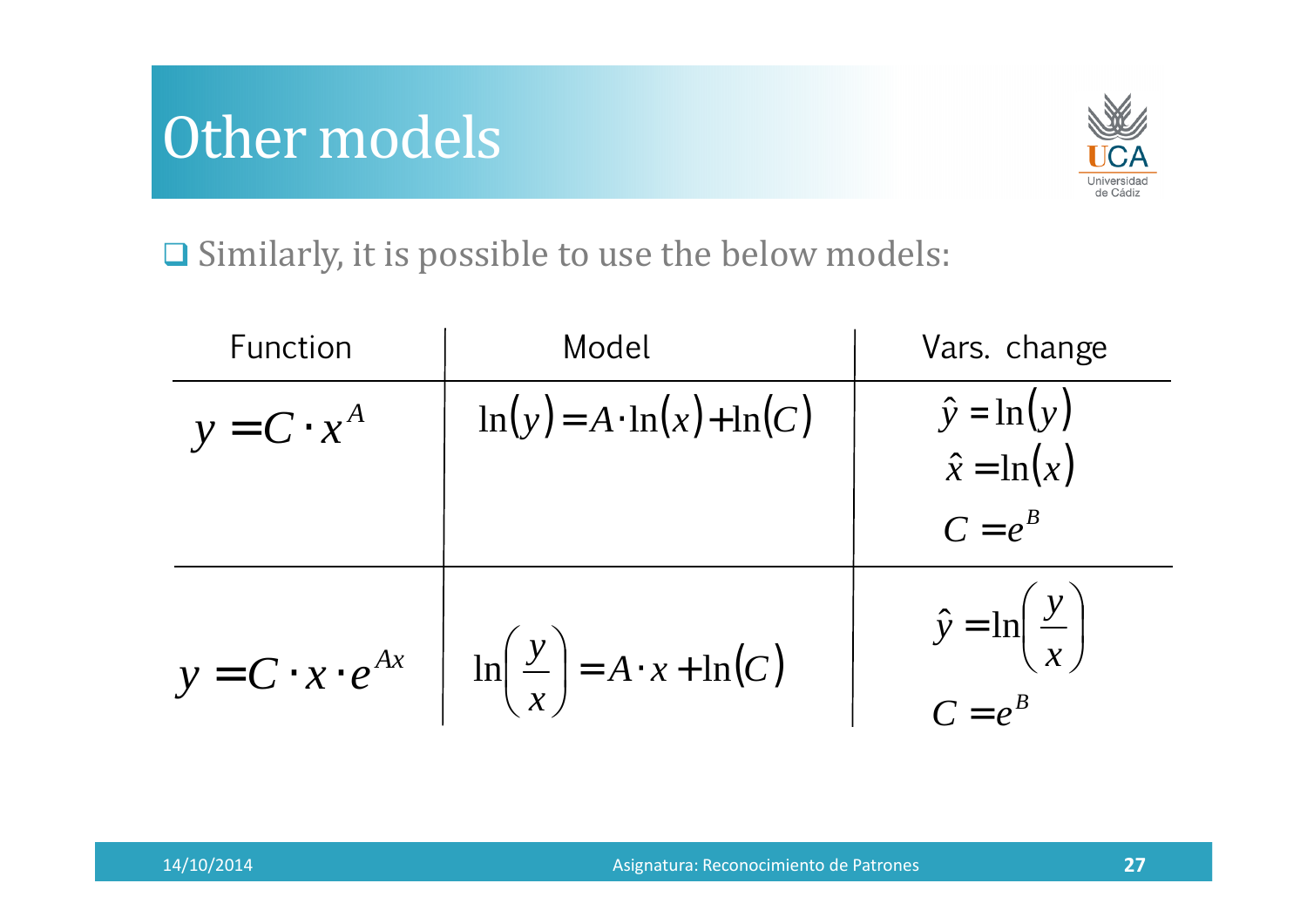# Other models

- Similarly, it is possible to use the below models:

| Function | Model | Vars. change |
|---|---|---|
| $y = C \cdot x^A$ | $\ln(y) = A \cdot \ln(x) + \ln(C)$ | $\hat{y} = \ln(y)$ <br> $\hat{x} = \ln(x)$ <br> $C = e^B$ |
| $y = C \cdot x \cdot e^{Ax}$ | $\ln\left(\frac{y}{x}\right) = A \cdot x + \ln(C)$ | $\hat{y} = \ln\left(\frac{y}{x}\right)$ <br> $C = e^B$ |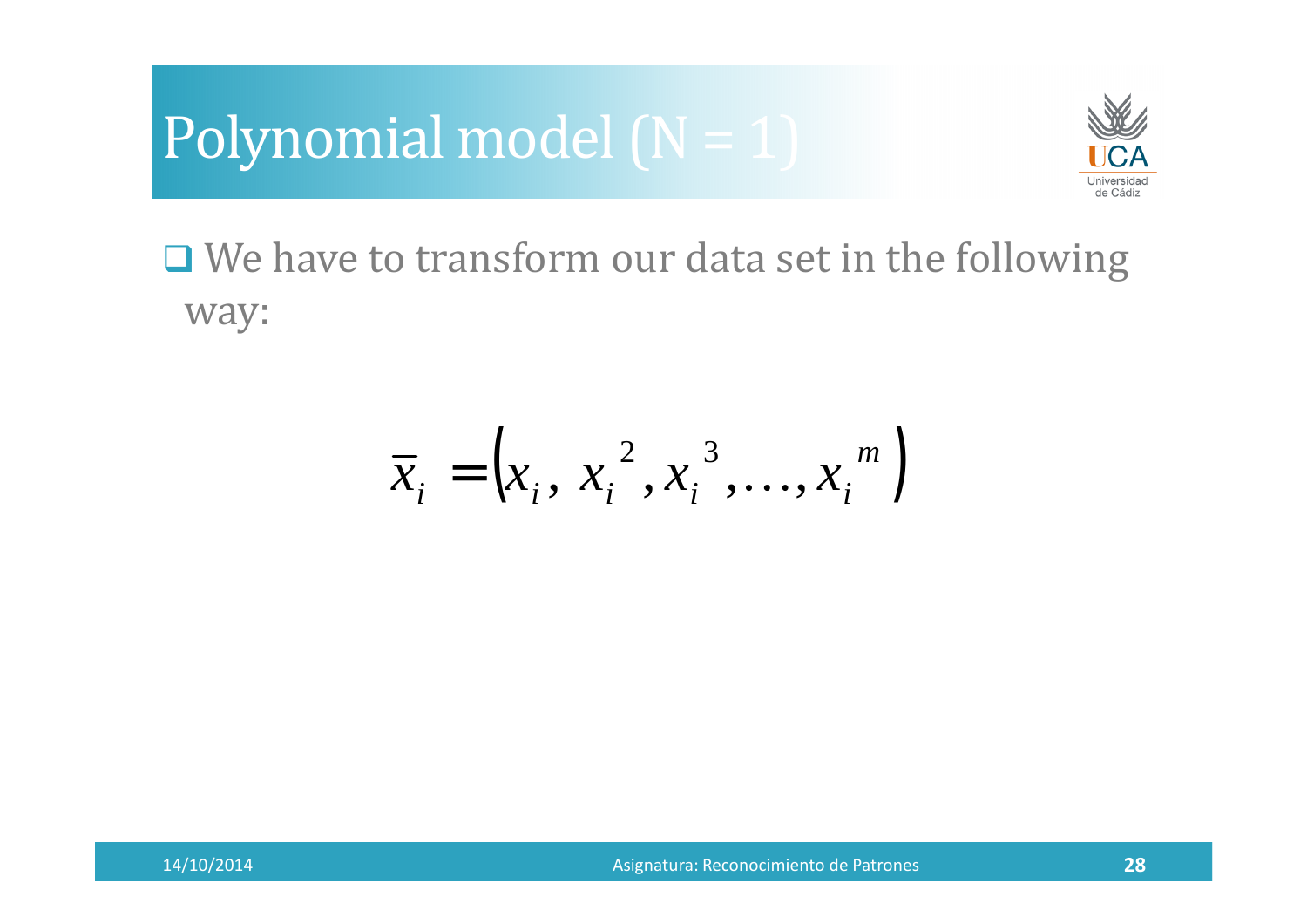# Polynomial model (N = 1)

- We have to transform our data set in the following way:

$$\bar{x}_i = \left(x_i,\ x_i^{\ 2}, x_i^{\ 3}, \ldots, x_i^{\ m}\right)$$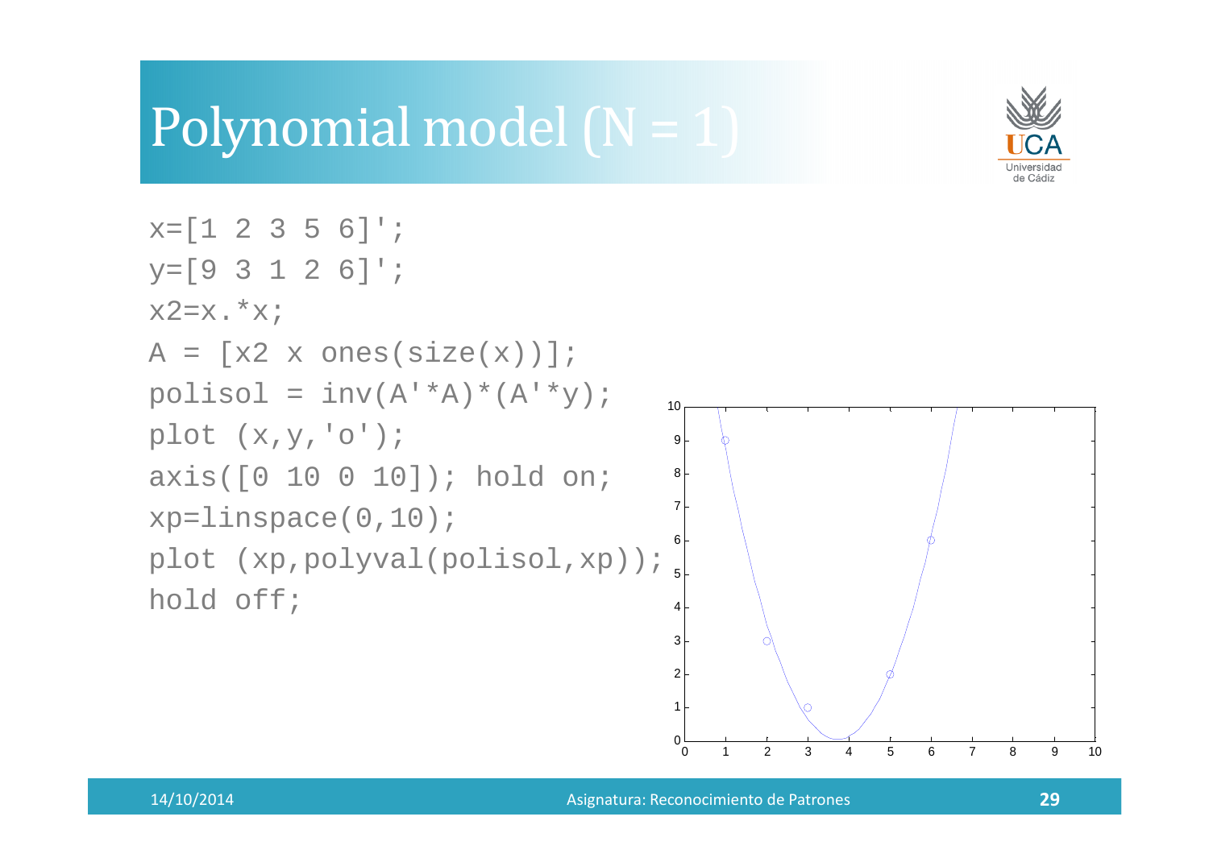# Polynomial model (N = 1)

```
x=[1 2 3 5 6]';
y=[9 3 1 2 6]';
x2=x.*x;
A = [x2 x ones(size(x))];
polisol = inv(A'*A)*(A'*y);
plot (x,y,'o');
axis([0 10 0 10]); hold on;
xp=linspace(0,10);
plot (xp,polyval(polisol,xp));
hold off;
```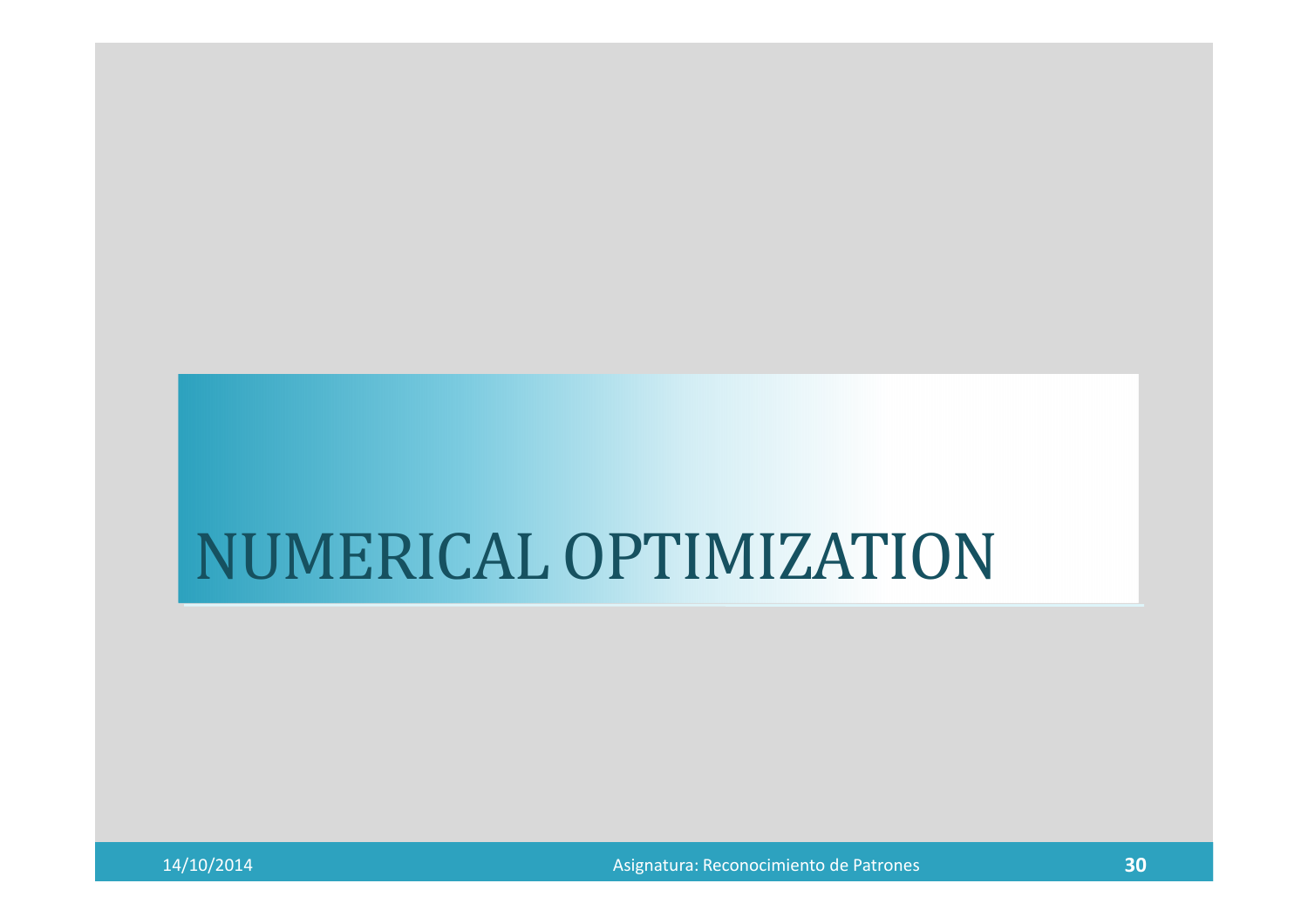# NUMERICAL OPTIMIZATION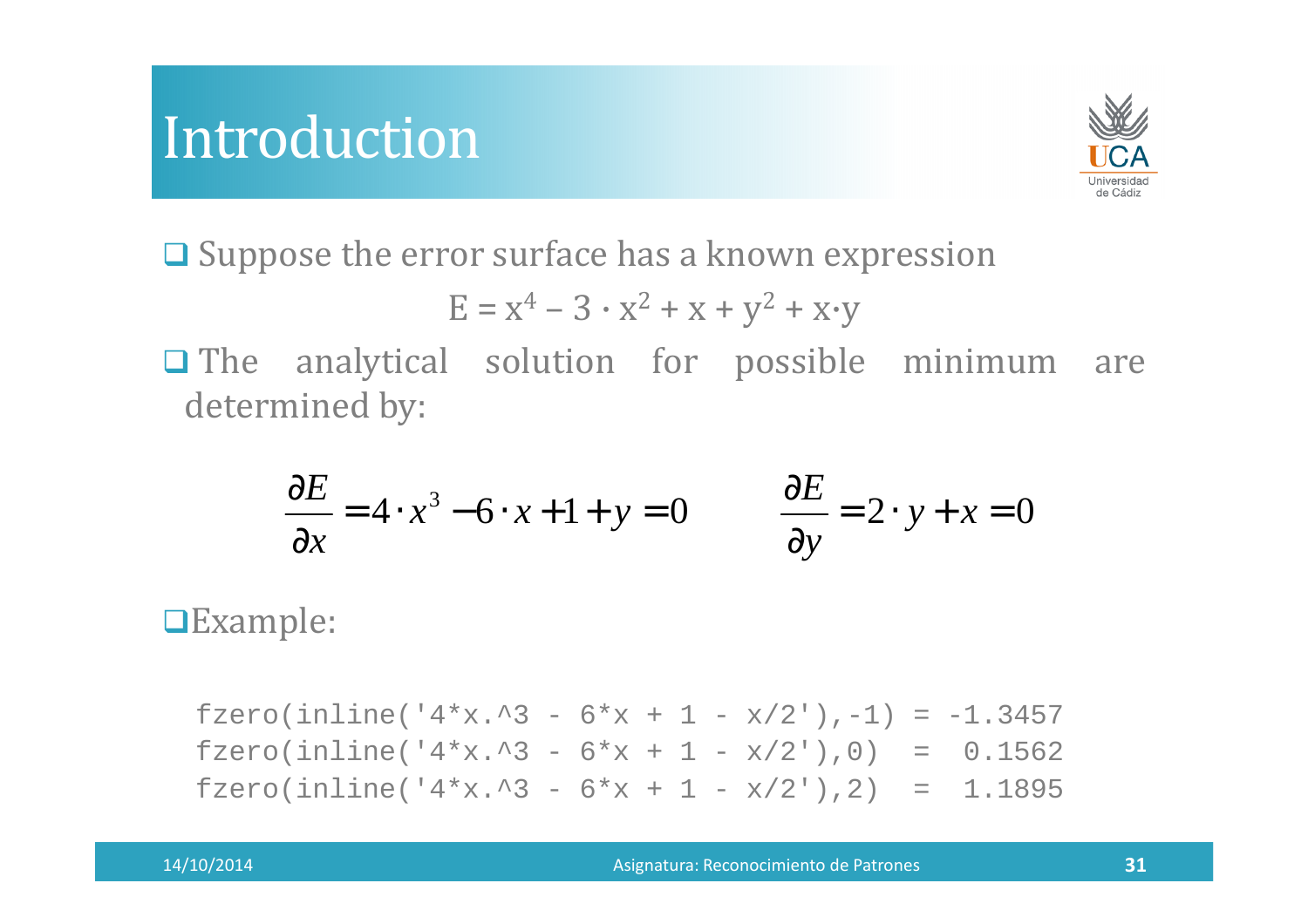# Introduction

- Suppose the error surface has a known expression

$$E = x^4 - 3 \cdot x^2 + x + y^2 + x \cdot y$$

- The analytical solution for possible minimum are determined by:

$$\frac{\partial E}{\partial x} = 4 \cdot x^3 - 6 \cdot x + 1 + y = 0 \qquad \frac{\partial E}{\partial y} = 2 \cdot y + x = 0$$

- Example:

```
fzero(inline('4*x.^3 - 6*x + 1 - x/2'),-1) = -1.3457
fzero(inline('4*x.^3 - 6*x + 1 - x/2'),0)  =  0.1562
fzero(inline('4*x.^3 - 6*x + 1 - x/2'),2)  =  1.1895
```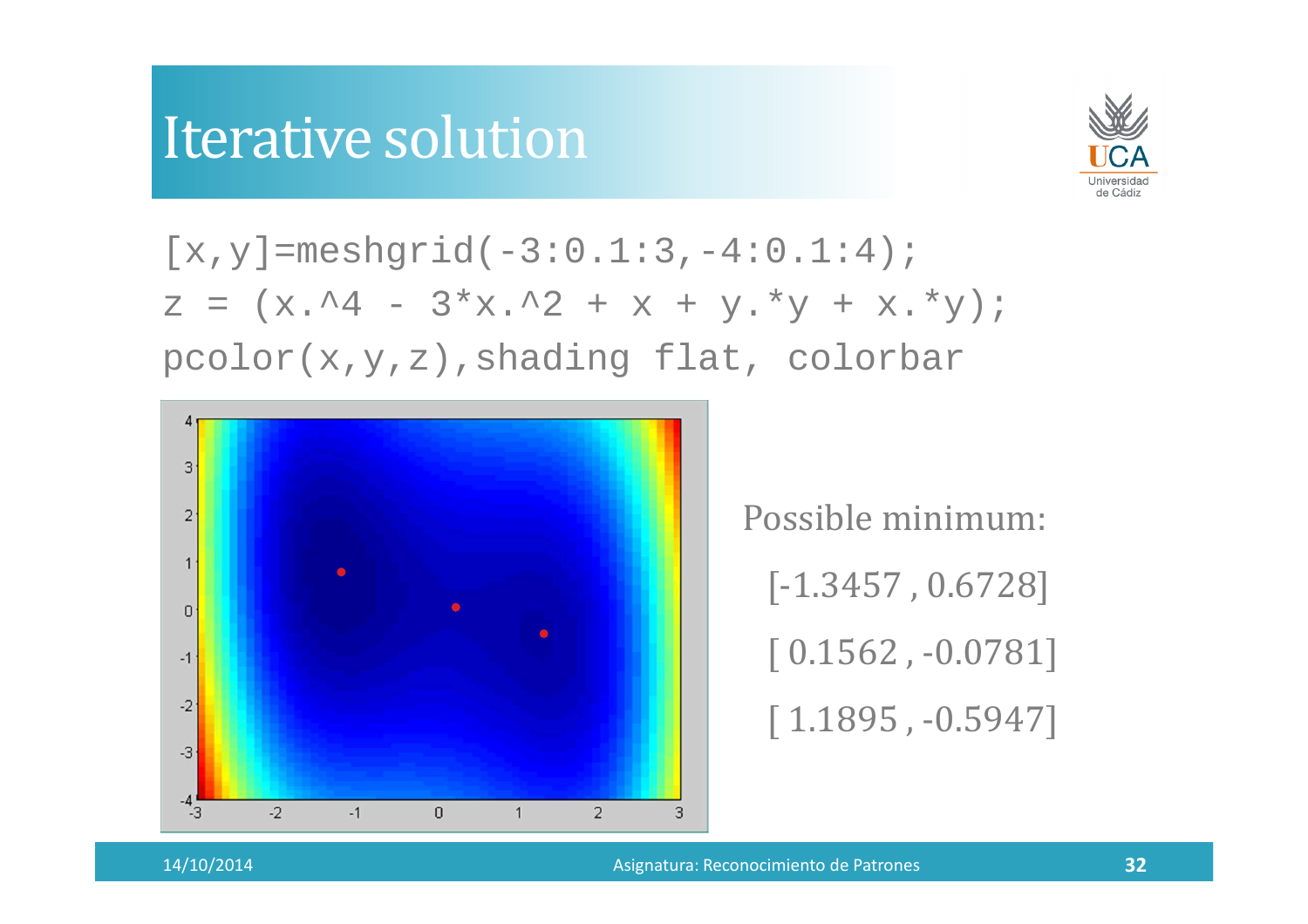# Iterative solution

```
[x,y]=meshgrid(-3:0.1:3,-4:0.1:4);
z = (x.^4 - 3*x.^2 + x + y.*y + x.*y);
pcolor(x,y,z),shading flat, colorbar
```

Possible minimum:

[-1.3457 , 0.6728]

[ 0.1562 , -0.0781]

[ 1.1895 , -0.5947]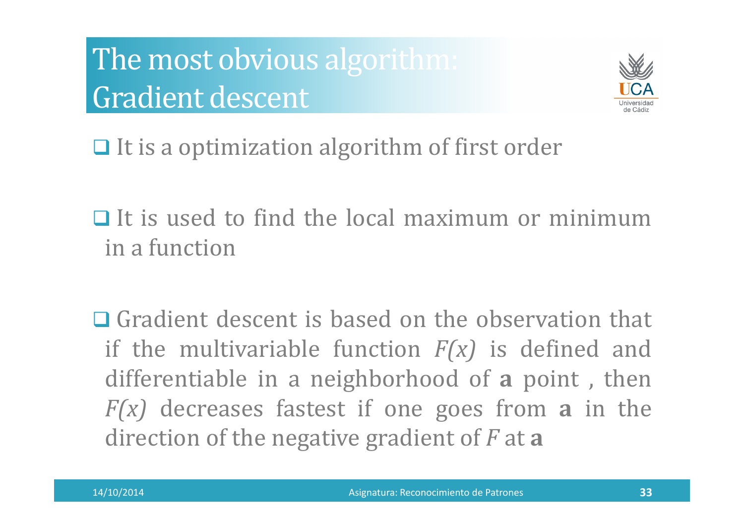# The most obvious algorithm: Gradient descent

- It is a optimization algorithm of first order

- It is used to find the local maximum or minimum in a function

- Gradient descent is based on the observation that if the multivariable function $F(x)$ is defined and differentiable in a neighborhood of **a** point , then $F(x)$ decreases fastest if one goes from **a** in the direction of the negative gradient of $F$ at **a**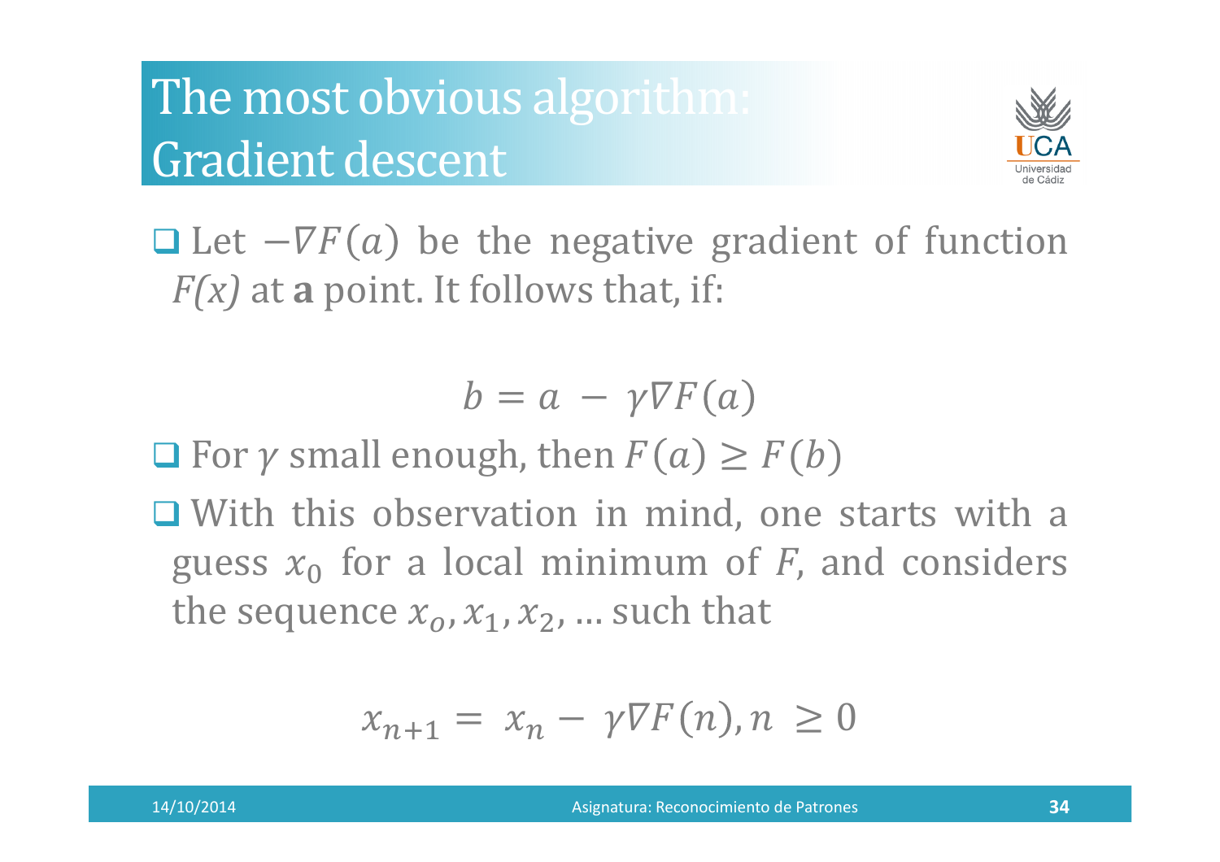# The most obvious algorithm: Gradient descent

- Let $-\nabla F(a)$ be the negative gradient of function $F(x)$ at **a** point. It follows that, if:

$$b = a - \gamma \nabla F(a)$$

- For $\gamma$ small enough, then $F(a) \geq F(b)$
- With this observation in mind, one starts with a guess $x_0$ for a local minimum of $F$, and considers the sequence $x_o, x_1, x_2, \ldots$ such that

$$x_{n+1} = x_n - \gamma \nabla F(n), n \geq 0$$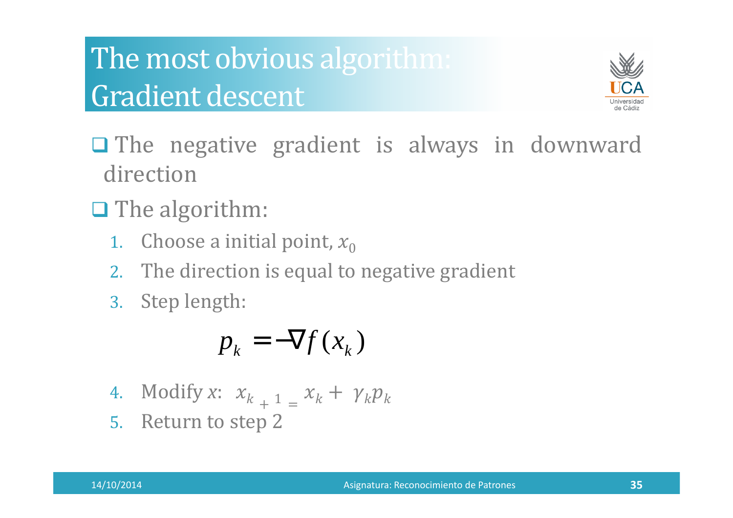# The most obvious algorithm: Gradient descent

- The negative gradient is always in downward direction
- The algorithm:
  1. Choose a initial point, $x_0$
  2. The direction is equal to negative gradient
  3. Step length:

$$p_k = -\nabla f(x_k)$$

  4. Modify $x$: $x_{k+1} = x_k + \gamma_k p_k$
  5. Return to step 2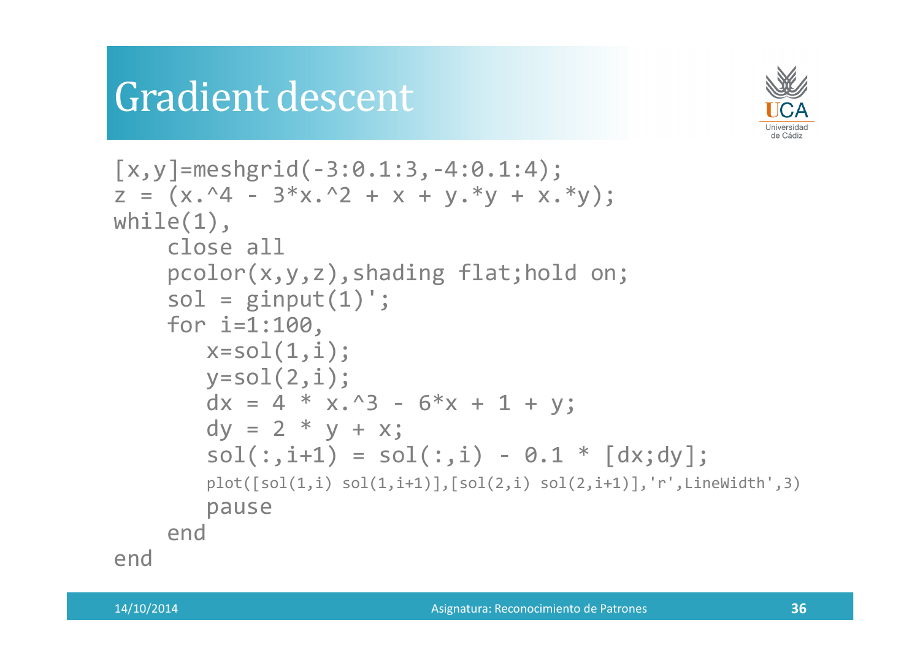# Gradient descent

```
[x,y]=meshgrid(-3:0.1:3,-4:0.1:4);
z = (x.^4 - 3*x.^2 + x + y.*y + x.*y);
while(1),
    close all
    pcolor(x,y,z),shading flat;hold on;
    sol = ginput(1)';
    for i=1:100,
       x=sol(1,i);
       y=sol(2,i);
       dx = 4 * x.^3 - 6*x + 1 + y;
       dy = 2 * y + x;
       sol(:,i+1) = sol(:,i) - 0.1 * [dx;dy];
       plot([sol(1,i) sol(1,i+1)],[sol(2,i) sol(2,i+1)],'r',LineWidth',3)
       pause
    end
end
```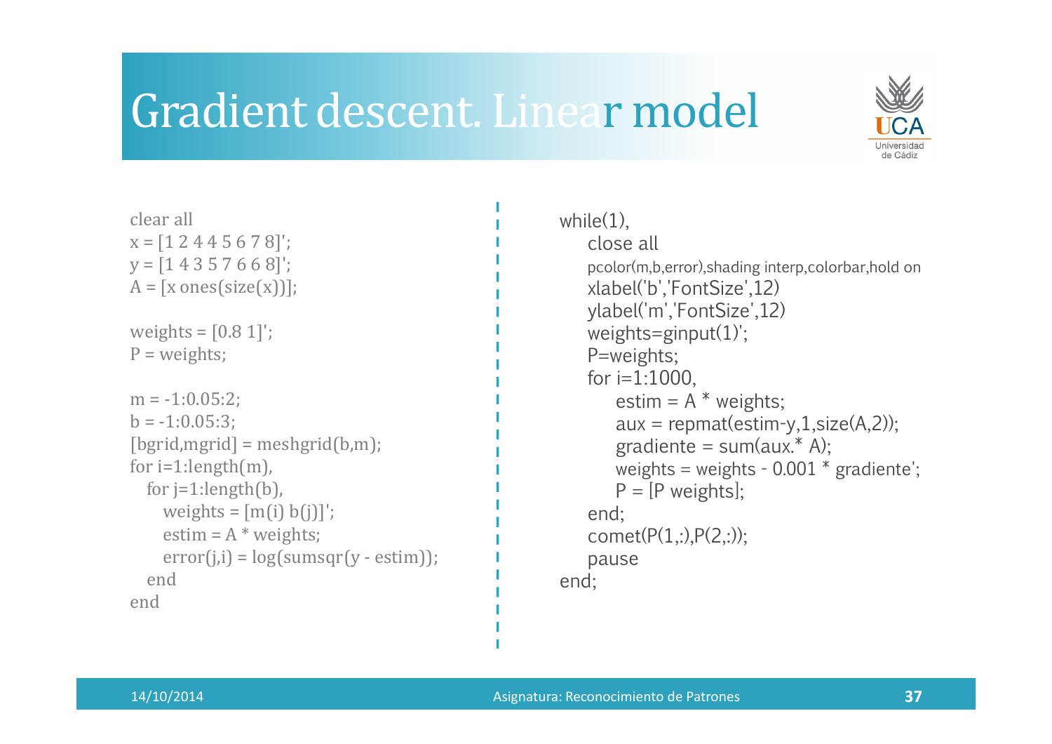# Gradient descent. Linear model

```
clear all
x = [1 2 4 4 5 6 7 8]';
y = [1 4 3 5 7 6 6 8]';
A = [x ones(size(x))];

weights = [0.8 1]';
P = weights;

m = -1:0.05:2;
b = -1:0.05:3;
[bgrid,mgrid] = meshgrid(b,m);
for i=1:length(m),
   for j=1:length(b),
      weights = [m(i) b(j)]';
      estim = A * weights;
      error(j,i) = log(sumsqr(y - estim));
   end
end
```

```
while(1),
    close all
    pcolor(m,b,error),shading interp,colorbar,hold on
    xlabel('b','FontSize',12)
    ylabel('m','FontSize',12)
    weights=ginput(1)';
    P=weights;
    for i=1:1000,
        estim = A * weights;
        aux = repmat(estim-y,1,size(A,2));
        gradiente = sum(aux.* A);
        weights = weights - 0.001 * gradiente';
        P = [P weights];
    end;
    comet(P(1,:),P(2,:));
    pause
end;
```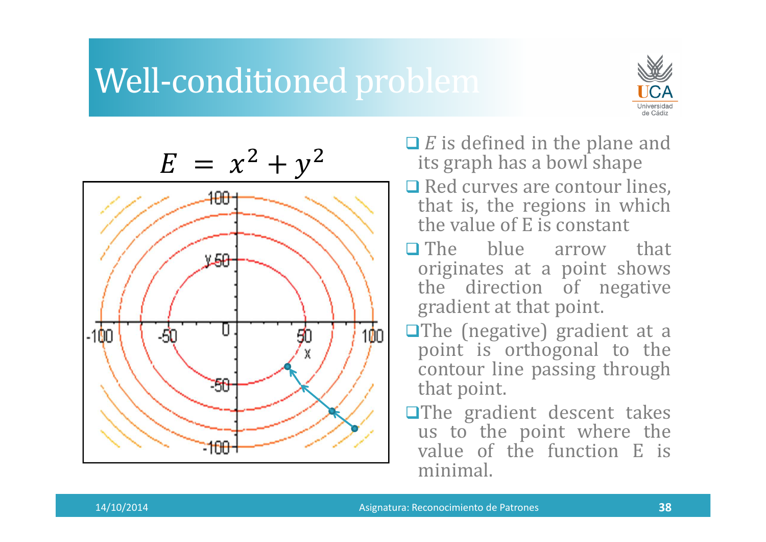# Well-conditioned problem

$$E = x^2 + y^2$$

- $E$ is defined in the plane and its graph has a bowl shape
- Red curves are contour lines, that is, the regions in which the value of E is constant
- The blue arrow that originates at a point shows the direction of negative gradient at that point.
- The (negative) gradient at a point is orthogonal to the contour line passing through that point.
- The gradient descent takes us to the point where the value of the function E is minimal.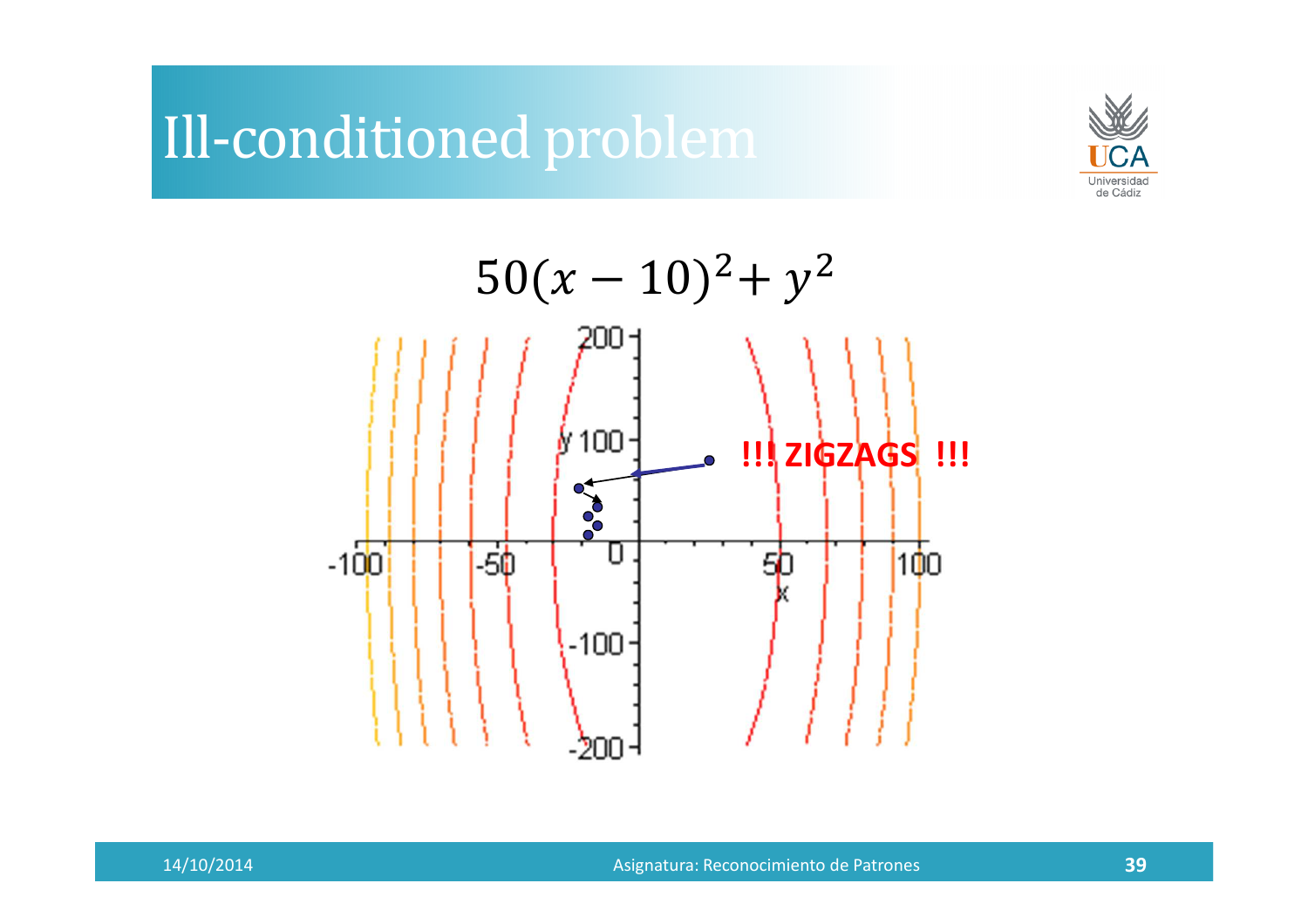# Ill-conditioned problem

$$50(x-10)^2 + y^2$$

!!! ZIGZAGS !!!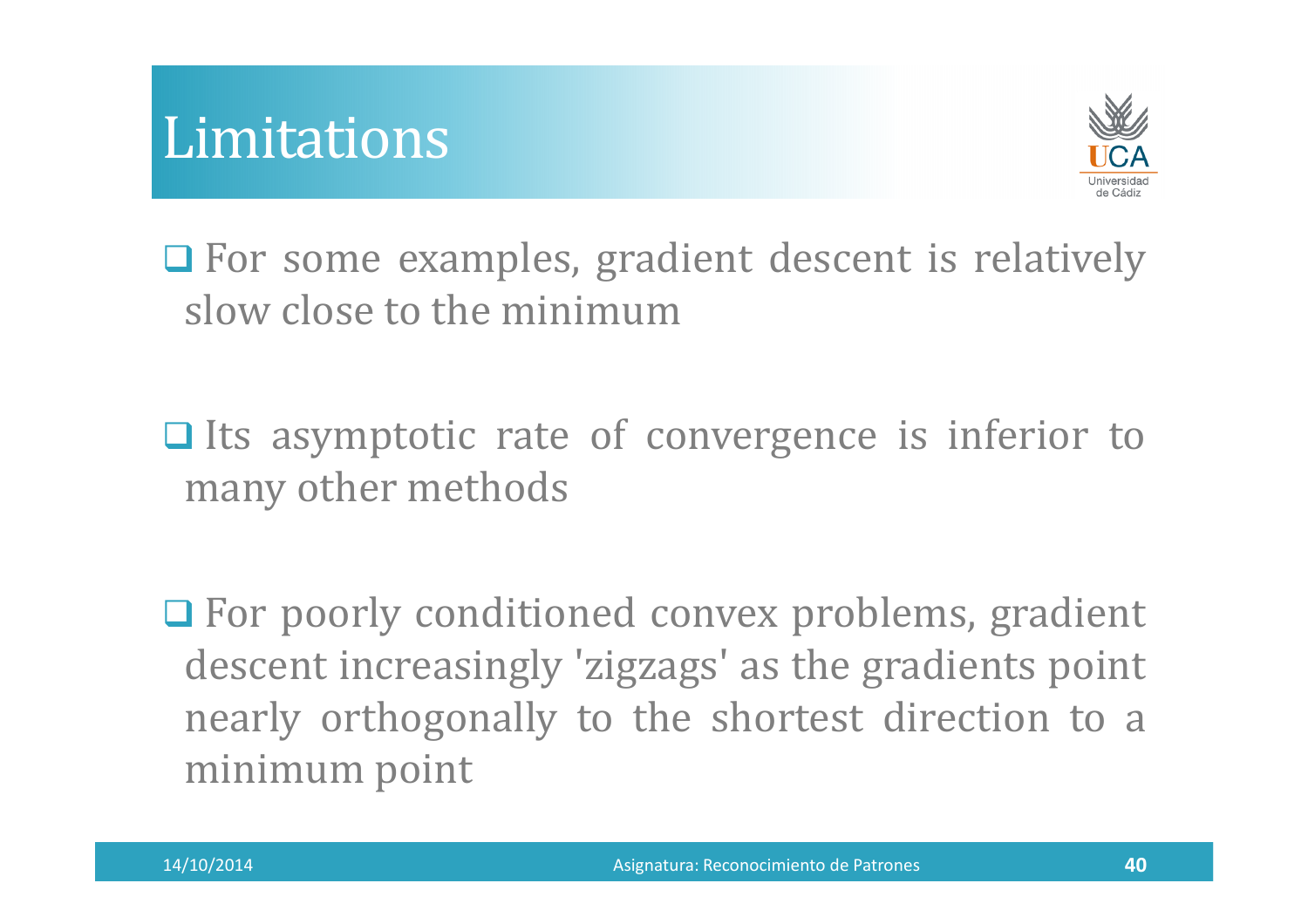# Limitations

- For some examples, gradient descent is relatively slow close to the minimum

- Its asymptotic rate of convergence is inferior to many other methods

- For poorly conditioned convex problems, gradient descent increasingly 'zigzags' as the gradients point nearly orthogonally to the shortest direction to a minimum point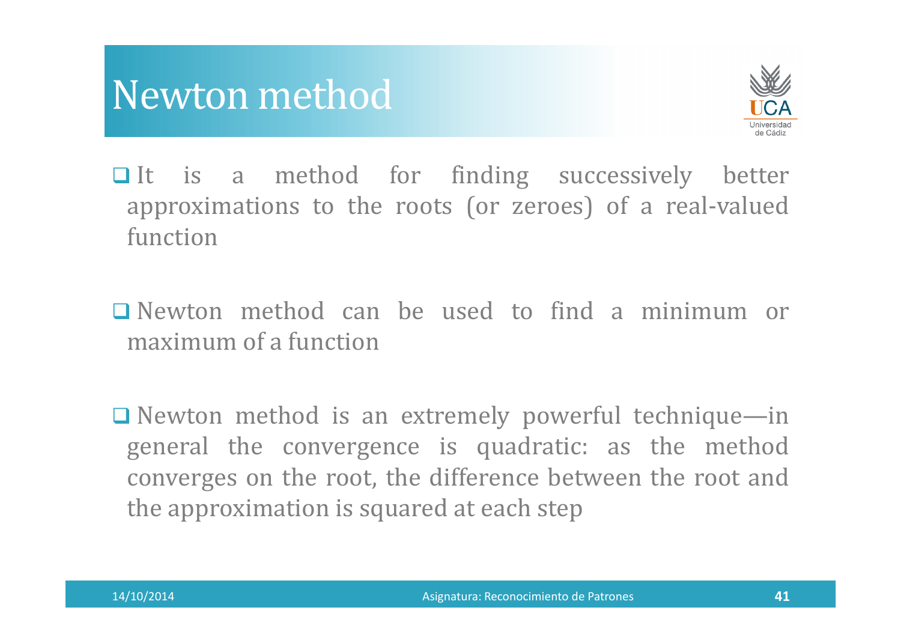# Newton method

- It is a method for finding successively better approximations to the roots (or zeroes) of a real-valued function

- Newton method can be used to find a minimum or maximum of a function

- Newton method is an extremely powerful technique—in general the convergence is quadratic: as the method converges on the root, the difference between the root and the approximation is squared at each step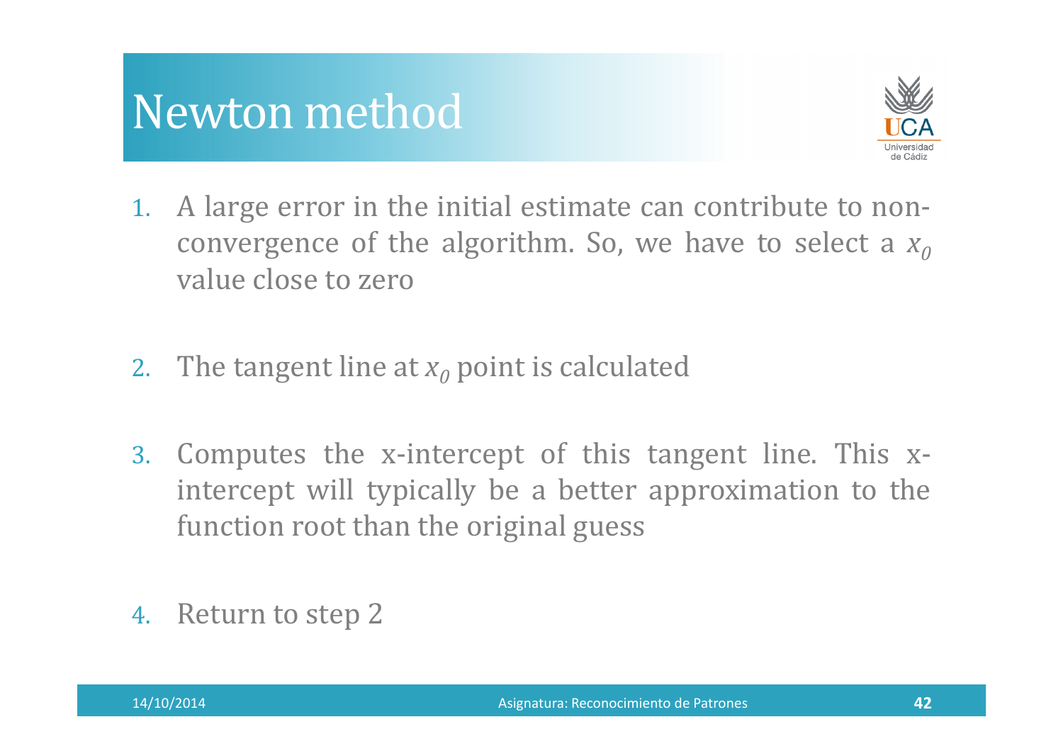# Newton method

1. A large error in the initial estimate can contribute to non-convergence of the algorithm. So, we have to select a $x_0$ value close to zero

2. The tangent line at $x_0$ point is calculated

3. Computes the x-intercept of this tangent line. This x-intercept will typically be a better approximation to the function root than the original guess

4. Return to step 2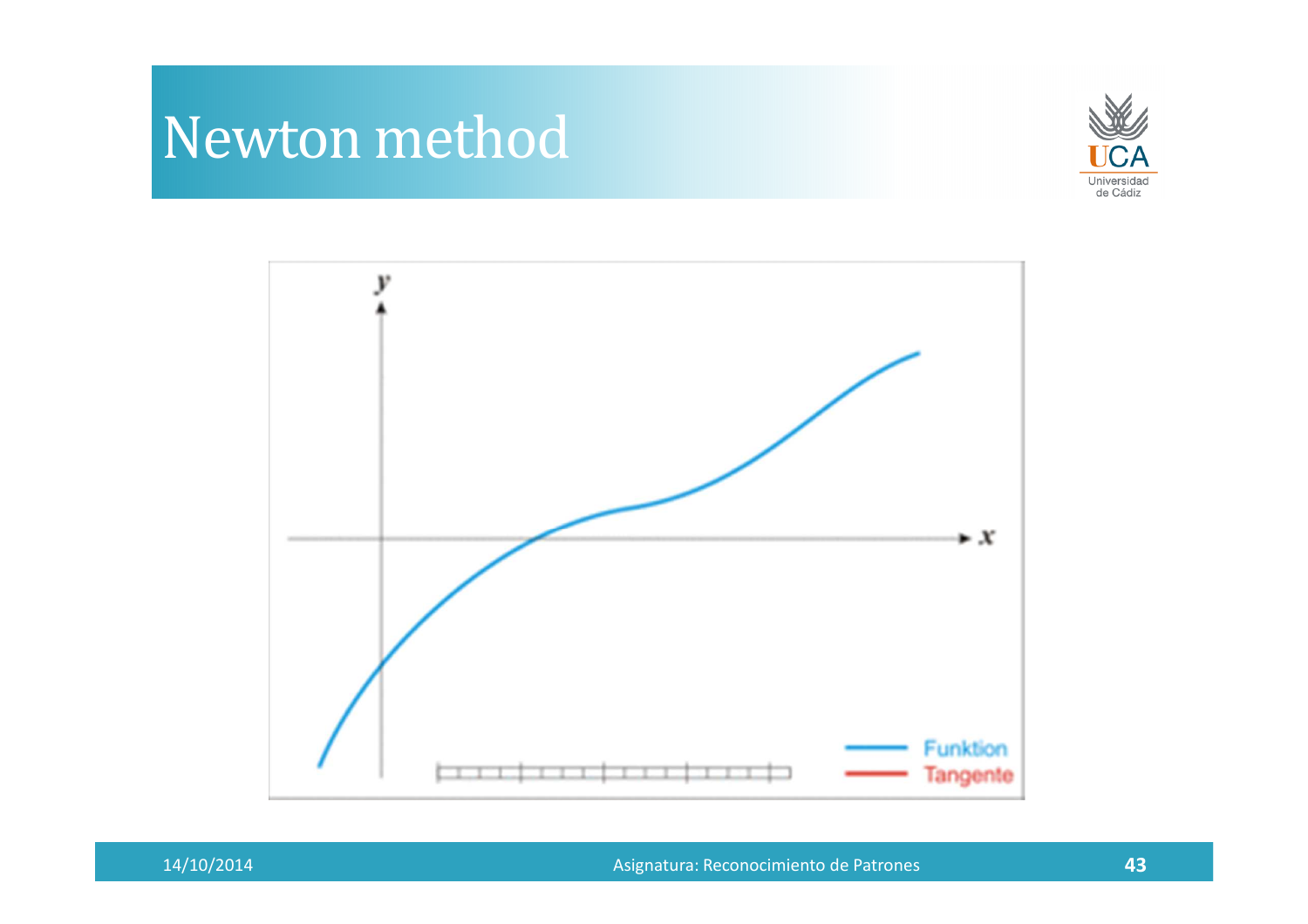# Newton method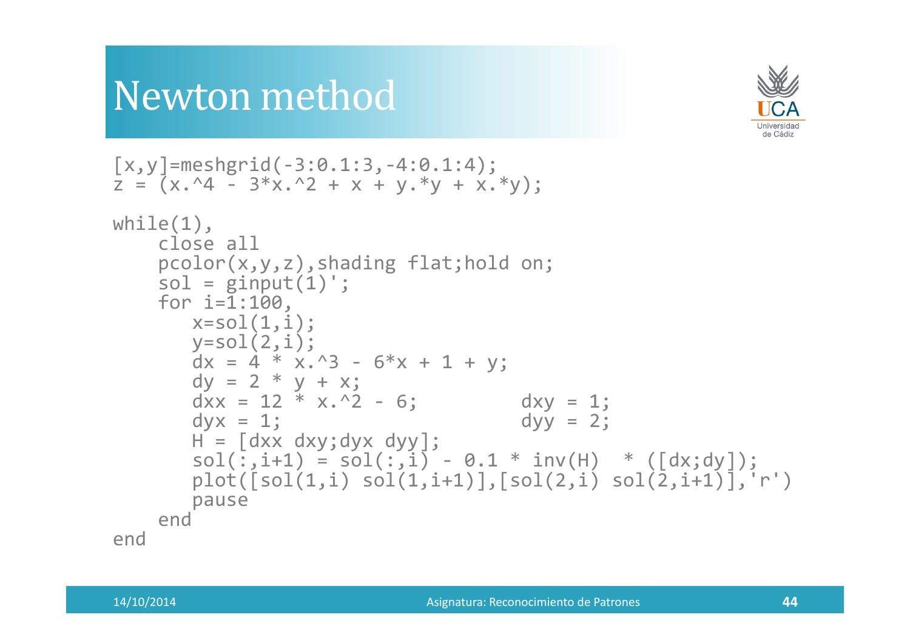# Newton method

```
[x,y]=meshgrid(-3:0.1:3,-4:0.1:4);
z = (x.^4 - 3*x.^2 + x + y.*y + x.*y);

while(1),
    close all
    pcolor(x,y,z),shading flat;hold on;
    sol = ginput(1)';
    for i=1:100,
       x=sol(1,i);
       y=sol(2,i);
       dx = 4 * x.^3 - 6*x + 1 + y;
       dy = 2 * y + x;
       dxx = 12 * x.^2 - 6;         dxy = 1;
       dyx = 1;                     dyy = 2;
       H = [dxx dxy;dyx dyy];
       sol(:,i+1) = sol(:,i) - 0.1 * inv(H)  * ([dx;dy]);
       plot([sol(1,i) sol(1,i+1)],[sol(2,i) sol(2,i+1)],'r')
       pause
    end
end
```